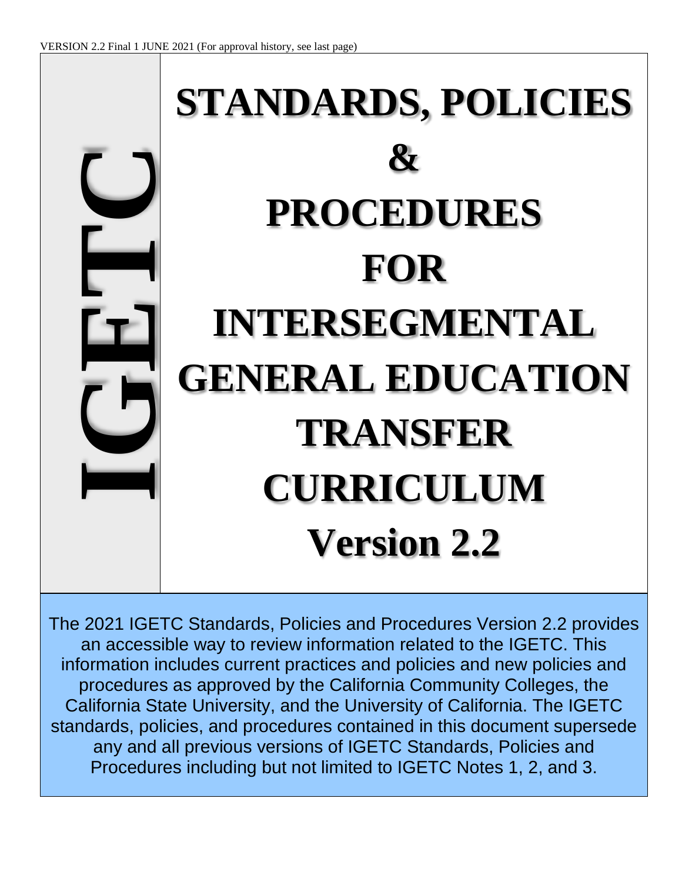VERSION 2.2 Final 1 JUNE 2021 (For approval history, see last page)

IGETC

# STANDARDS, POLICIES & PROCEDURES FOR INTERSEGMENTAL GENERAL EDUCATION TRANSFER CURRICULUM Version 2.2

The 2021 IGETC Standards, Policies and Procedures Version 2.2 provides an accessible way to review information related to the IGETC. This information includes current practices and policies and new policies and procedures as approved by the California Community Colleges, the California State University, and the University of California. The IGETC standards, policies, and procedures contained in this document supersede any and all previous versions of IGETC Standards, Policies and Procedures including but not limited to IGETC Notes 1, 2, and 3.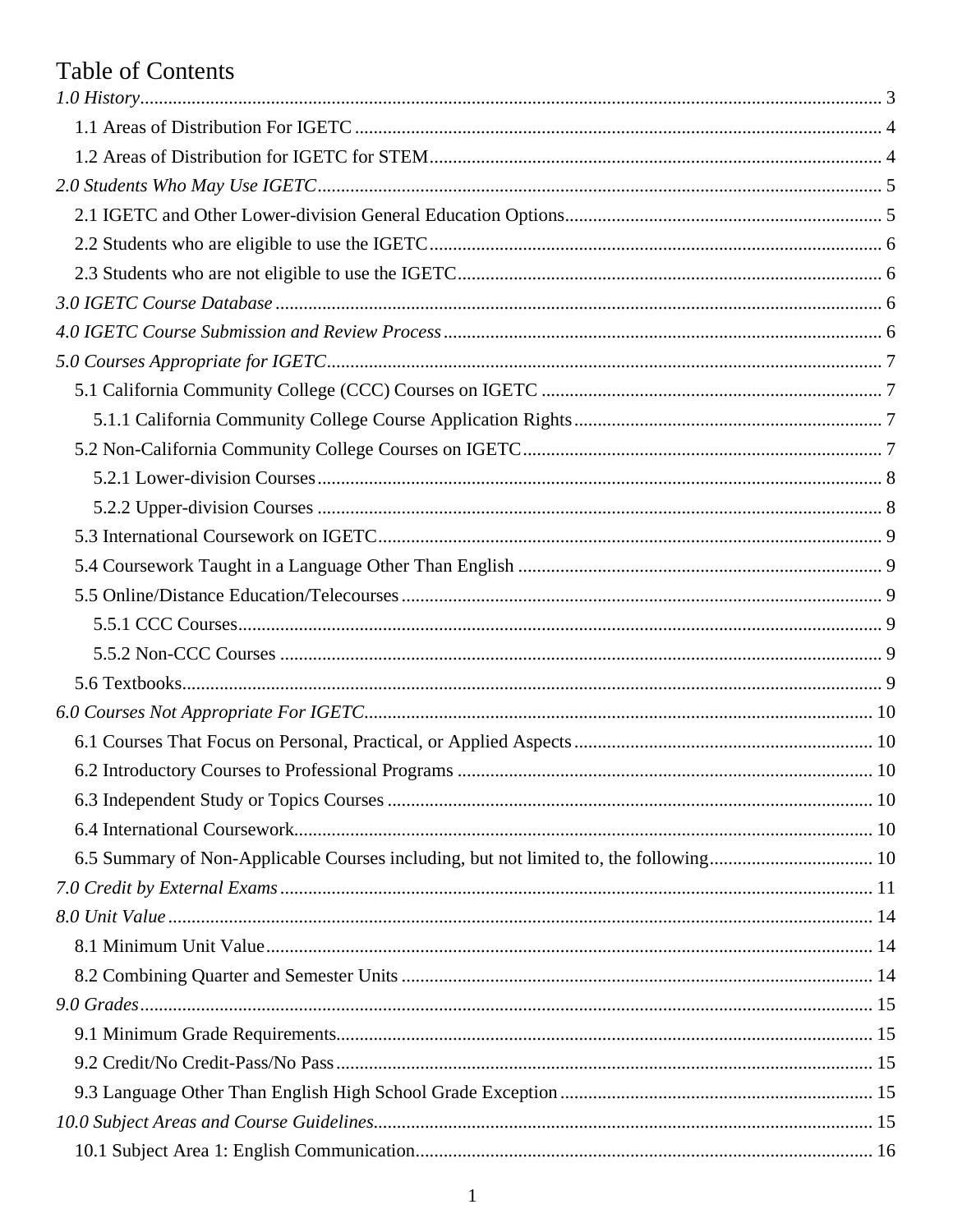# Table of Contents

*1.0 History* ..... 3

- 1.1 Areas of Distribution For IGETC ..... 4
- 1.2 Areas of Distribution for IGETC for STEM ..... 4

*2.0 Students Who May Use IGETC* ..... 5

- 2.1 IGETC and Other Lower-division General Education Options ..... 5
- 2.2 Students who are eligible to use the IGETC ..... 6
- 2.3 Students who are not eligible to use the IGETC ..... 6

*3.0 IGETC Course Database* ..... 6

*4.0 IGETC Course Submission and Review Process* ..... 6

*5.0 Courses Appropriate for IGETC* ..... 7

- 5.1 California Community College (CCC) Courses on IGETC ..... 7
  - 5.1.1 California Community College Course Application Rights ..... 7
- 5.2 Non-California Community College Courses on IGETC ..... 7
  - 5.2.1 Lower-division Courses ..... 8
  - 5.2.2 Upper-division Courses ..... 8
- 5.3 International Coursework on IGETC ..... 9
- 5.4 Coursework Taught in a Language Other Than English ..... 9
- 5.5 Online/Distance Education/Telecourses ..... 9
  - 5.5.1 CCC Courses ..... 9
  - 5.5.2 Non-CCC Courses ..... 9
- 5.6 Textbooks ..... 9

*6.0 Courses Not Appropriate For IGETC* ..... 10

- 6.1 Courses That Focus on Personal, Practical, or Applied Aspects ..... 10
- 6.2 Introductory Courses to Professional Programs ..... 10
- 6.3 Independent Study or Topics Courses ..... 10
- 6.4 International Coursework ..... 10
- 6.5 Summary of Non-Applicable Courses including, but not limited to, the following ..... 10

*7.0 Credit by External Exams* ..... 11

*8.0 Unit Value* ..... 14

- 8.1 Minimum Unit Value ..... 14
- 8.2 Combining Quarter and Semester Units ..... 14

*9.0 Grades* ..... 15

- 9.1 Minimum Grade Requirements ..... 15
- 9.2 Credit/No Credit-Pass/No Pass ..... 15
- 9.3 Language Other Than English High School Grade Exception ..... 15

*10.0 Subject Areas and Course Guidelines* ..... 15

- 10.1 Subject Area 1: English Communication ..... 16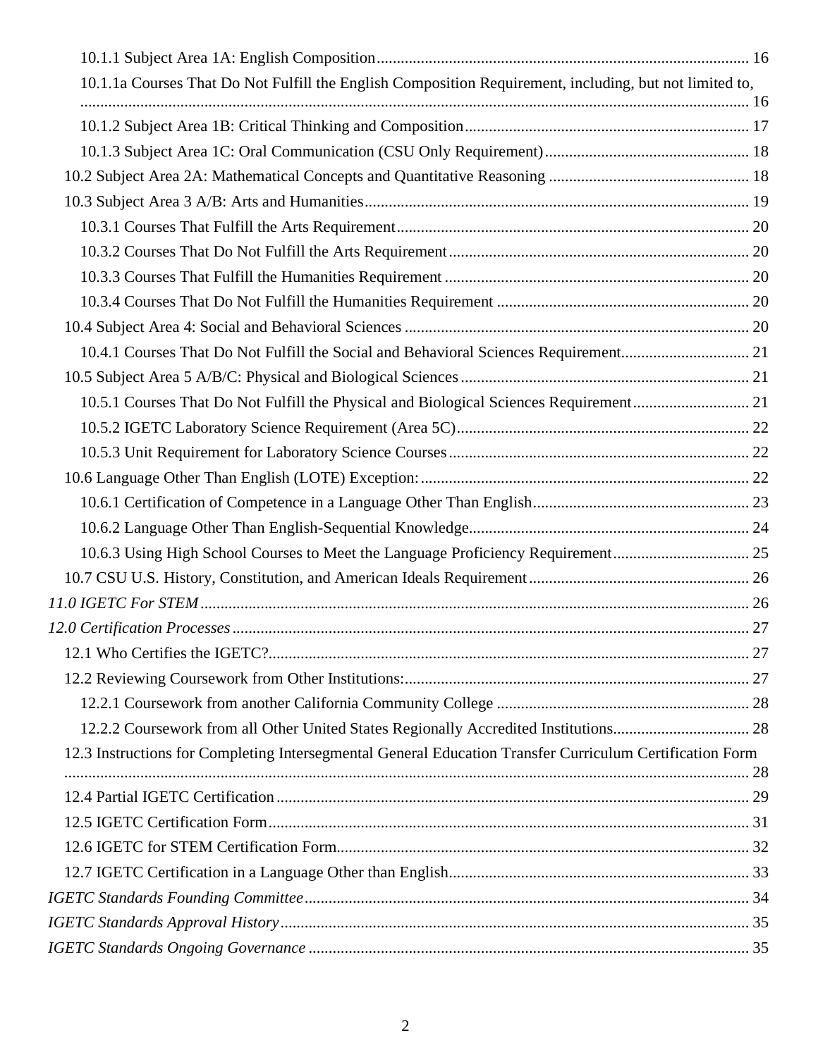10.1.1 Subject Area 1A: English Composition ............................................................................................ 16

10.1.1a Courses That Do Not Fulfill the English Composition Requirement, including, but not limited to, ...................................................................................................................................................... 16

10.1.2 Subject Area 1B: Critical Thinking and Composition ...................................................................... 17

10.1.3 Subject Area 1C: Oral Communication (CSU Only Requirement) ................................................... 18

10.2 Subject Area 2A: Mathematical Concepts and Quantitative Reasoning .................................................. 18

10.3 Subject Area 3 A/B: Arts and Humanities ................................................................................................ 19

10.3.1 Courses That Fulfill the Arts Requirement ....................................................................................... 20

10.3.2 Courses That Do Not Fulfill the Arts Requirement ........................................................................... 20

10.3.3 Courses That Fulfill the Humanities Requirement ............................................................................ 20

10.3.4 Courses That Do Not Fulfill the Humanities Requirement ............................................................... 20

10.4 Subject Area 4: Social and Behavioral Sciences ...................................................................................... 20

10.4.1 Courses That Do Not Fulfill the Social and Behavioral Sciences Requirement................................ 21

10.5 Subject Area 5 A/B/C: Physical and Biological Sciences ........................................................................ 21

10.5.1 Courses That Do Not Fulfill the Physical and Biological Sciences Requirement ............................. 21

10.5.2 IGETC Laboratory Science Requirement (Area 5C) ......................................................................... 22

10.5.3 Unit Requirement for Laboratory Science Courses ........................................................................... 22

10.6 Language Other Than English (LOTE) Exception: .................................................................................. 22

10.6.1 Certification of Competence in a Language Other Than English ...................................................... 23

10.6.2 Language Other Than English-Sequential Knowledge...................................................................... 24

10.6.3 Using High School Courses to Meet the Language Proficiency Requirement .................................. 25

10.7 CSU U.S. History, Constitution, and American Ideals Requirement ....................................................... 26

*11.0 IGETC For STEM* ........................................................................................................................................ 26

*12.0 Certification Processes* ................................................................................................................................. 27

12.1 Who Certifies the IGETC? ........................................................................................................................ 27

12.2 Reviewing Coursework from Other Institutions: ...................................................................................... 27

12.2.1 Coursework from another California Community College ............................................................... 28

12.2.2 Coursework from all Other United States Regionally Accredited Institutions.................................. 28

12.3 Instructions for Completing Intersegmental General Education Transfer Curriculum Certification Form ........................................................................................................................................................... 28

12.4 Partial IGETC Certification ..................................................................................................................... 29

12.5 IGETC Certification Form ........................................................................................................................ 31

12.6 IGETC for STEM Certification Form....................................................................................................... 32

12.7 IGETC Certification in a Language Other than English ........................................................................... 33

*IGETC Standards Founding Committee* .............................................................................................................. 34

*IGETC Standards Approval History* ..................................................................................................................... 35

*IGETC Standards Ongoing Governance* .............................................................................................................. 35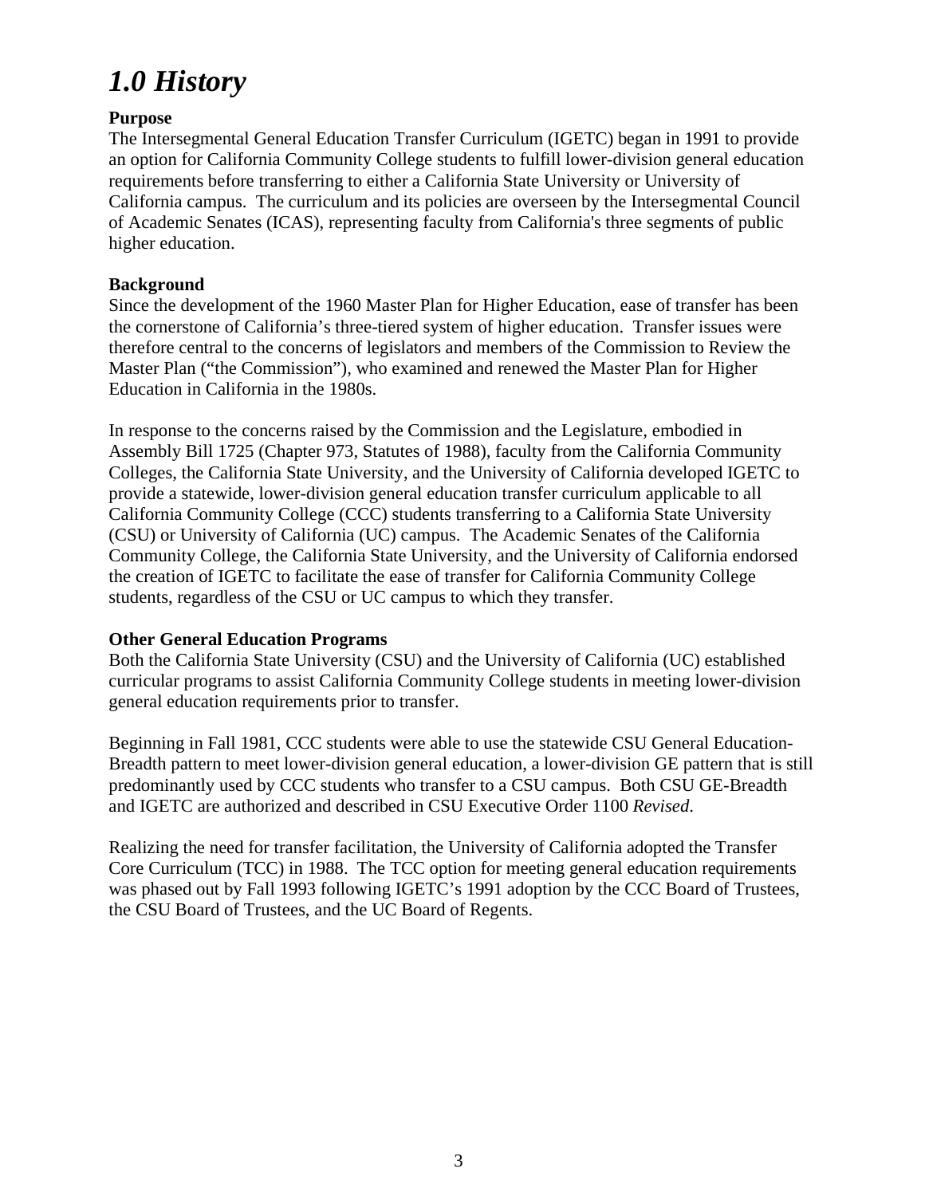# *1.0 History*

**Purpose**

The Intersegmental General Education Transfer Curriculum (IGETC) began in 1991 to provide an option for California Community College students to fulfill lower-division general education requirements before transferring to either a California State University or University of California campus. The curriculum and its policies are overseen by the Intersegmental Council of Academic Senates (ICAS), representing faculty from California's three segments of public higher education.

**Background**

Since the development of the 1960 Master Plan for Higher Education, ease of transfer has been the cornerstone of California's three-tiered system of higher education. Transfer issues were therefore central to the concerns of legislators and members of the Commission to Review the Master Plan ("the Commission"), who examined and renewed the Master Plan for Higher Education in California in the 1980s.

In response to the concerns raised by the Commission and the Legislature, embodied in Assembly Bill 1725 (Chapter 973, Statutes of 1988), faculty from the California Community Colleges, the California State University, and the University of California developed IGETC to provide a statewide, lower-division general education transfer curriculum applicable to all California Community College (CCC) students transferring to a California State University (CSU) or University of California (UC) campus. The Academic Senates of the California Community College, the California State University, and the University of California endorsed the creation of IGETC to facilitate the ease of transfer for California Community College students, regardless of the CSU or UC campus to which they transfer.

**Other General Education Programs**

Both the California State University (CSU) and the University of California (UC) established curricular programs to assist California Community College students in meeting lower-division general education requirements prior to transfer.

Beginning in Fall 1981, CCC students were able to use the statewide CSU General Education-Breadth pattern to meet lower-division general education, a lower-division GE pattern that is still predominantly used by CCC students who transfer to a CSU campus. Both CSU GE-Breadth and IGETC are authorized and described in CSU Executive Order 1100 *Revised*.

Realizing the need for transfer facilitation, the University of California adopted the Transfer Core Curriculum (TCC) in 1988. The TCC option for meeting general education requirements was phased out by Fall 1993 following IGETC's 1991 adoption by the CCC Board of Trustees, the CSU Board of Trustees, and the UC Board of Regents.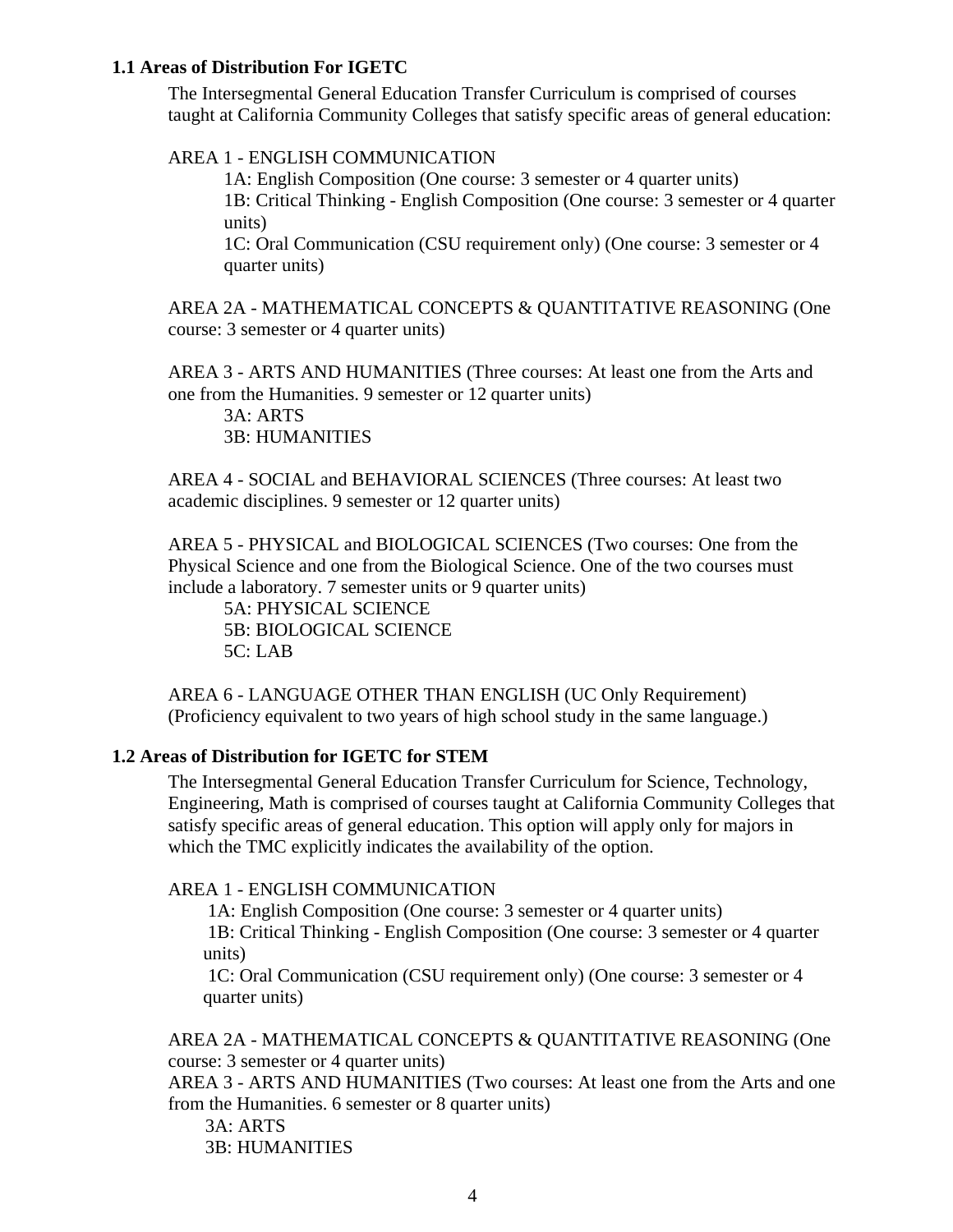### 1.1 Areas of Distribution For IGETC

The Intersegmental General Education Transfer Curriculum is comprised of courses taught at California Community Colleges that satisfy specific areas of general education:

AREA 1 - ENGLISH COMMUNICATION

- 1A: English Composition (One course: 3 semester or 4 quarter units)
- 1B: Critical Thinking - English Composition (One course: 3 semester or 4 quarter units)
- 1C: Oral Communication (CSU requirement only) (One course: 3 semester or 4 quarter units)

AREA 2A - MATHEMATICAL CONCEPTS & QUANTITATIVE REASONING (One course: 3 semester or 4 quarter units)

AREA 3 - ARTS AND HUMANITIES (Three courses: At least one from the Arts and one from the Humanities. 9 semester or 12 quarter units)

- 3A: ARTS
- 3B: HUMANITIES

AREA 4 - SOCIAL and BEHAVIORAL SCIENCES (Three courses: At least two academic disciplines. 9 semester or 12 quarter units)

AREA 5 - PHYSICAL and BIOLOGICAL SCIENCES (Two courses: One from the Physical Science and one from the Biological Science. One of the two courses must include a laboratory. 7 semester units or 9 quarter units)

- 5A: PHYSICAL SCIENCE
- 5B: BIOLOGICAL SCIENCE
- 5C: LAB

AREA 6 - LANGUAGE OTHER THAN ENGLISH (UC Only Requirement) (Proficiency equivalent to two years of high school study in the same language.)

### 1.2 Areas of Distribution for IGETC for STEM

The Intersegmental General Education Transfer Curriculum for Science, Technology, Engineering, Math is comprised of courses taught at California Community Colleges that satisfy specific areas of general education. This option will apply only for majors in which the TMC explicitly indicates the availability of the option.

AREA 1 - ENGLISH COMMUNICATION

- 1A: English Composition (One course: 3 semester or 4 quarter units)
- 1B: Critical Thinking - English Composition (One course: 3 semester or 4 quarter units)
- 1C: Oral Communication (CSU requirement only) (One course: 3 semester or 4 quarter units)

AREA 2A - MATHEMATICAL CONCEPTS & QUANTITATIVE REASONING (One course: 3 semester or 4 quarter units)

AREA 3 - ARTS AND HUMANITIES (Two courses: At least one from the Arts and one from the Humanities. 6 semester or 8 quarter units)

- 3A: ARTS
- 3B: HUMANITIES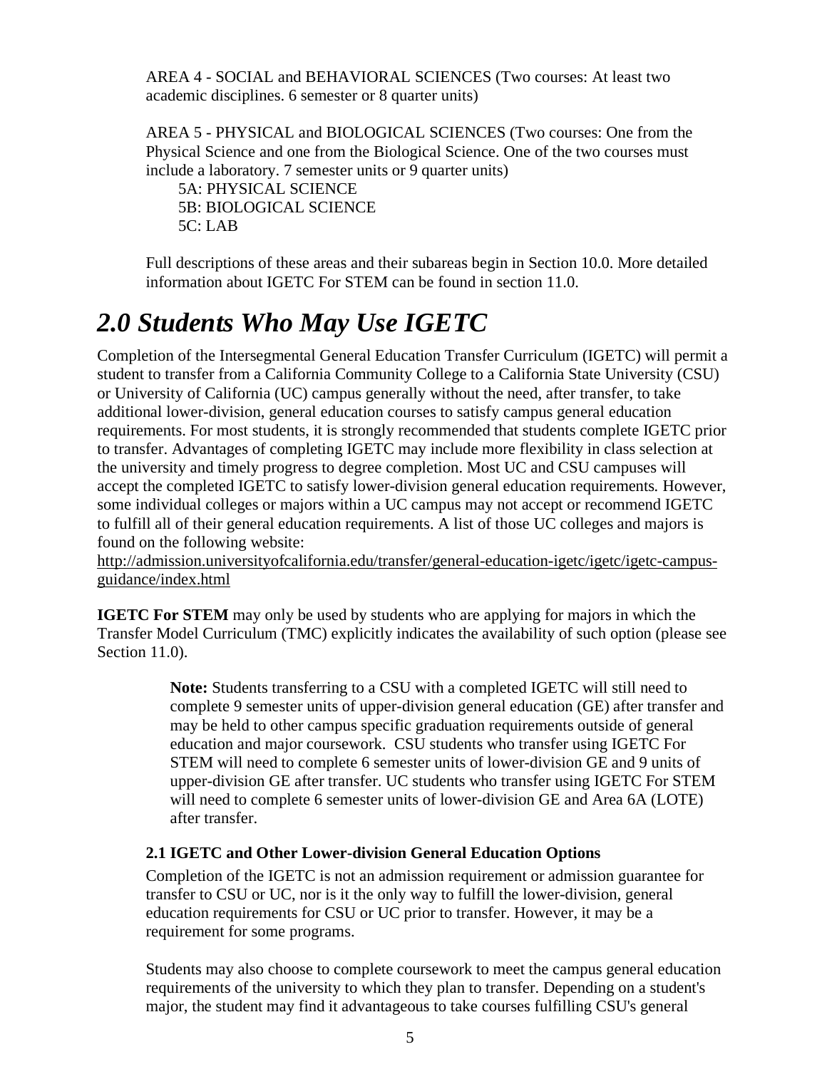AREA 4 - SOCIAL and BEHAVIORAL SCIENCES (Two courses: At least two academic disciplines. 6 semester or 8 quarter units)

AREA 5 - PHYSICAL and BIOLOGICAL SCIENCES (Two courses: One from the Physical Science and one from the Biological Science. One of the two courses must include a laboratory. 7 semester units or 9 quarter units)

5A: PHYSICAL SCIENCE
5B: BIOLOGICAL SCIENCE
5C: LAB

Full descriptions of these areas and their subareas begin in Section 10.0. More detailed information about IGETC For STEM can be found in section 11.0.

## *2.0 Students Who May Use IGETC*

Completion of the Intersegmental General Education Transfer Curriculum (IGETC) will permit a student to transfer from a California Community College to a California State University (CSU) or University of California (UC) campus generally without the need, after transfer, to take additional lower-division, general education courses to satisfy campus general education requirements. For most students, it is strongly recommended that students complete IGETC prior to transfer. Advantages of completing IGETC may include more flexibility in class selection at the university and timely progress to degree completion. Most UC and CSU campuses will accept the completed IGETC to satisfy lower-division general education requirements. However, some individual colleges or majors within a UC campus may not accept or recommend IGETC to fulfill all of their general education requirements. A list of those UC colleges and majors is found on the following website:
http://admission.universityofcalifornia.edu/transfer/general-education-igetc/igetc/igetc-campus-guidance/index.html

**IGETC For STEM** may only be used by students who are applying for majors in which the Transfer Model Curriculum (TMC) explicitly indicates the availability of such option (please see Section 11.0).

> **Note:** Students transferring to a CSU with a completed IGETC will still need to complete 9 semester units of upper-division general education (GE) after transfer and may be held to other campus specific graduation requirements outside of general education and major coursework. CSU students who transfer using IGETC For STEM will need to complete 6 semester units of lower-division GE and 9 units of upper-division GE after transfer. UC students who transfer using IGETC For STEM will need to complete 6 semester units of lower-division GE and Area 6A (LOTE) after transfer.

### 2.1 IGETC and Other Lower-division General Education Options

Completion of the IGETC is not an admission requirement or admission guarantee for transfer to CSU or UC, nor is it the only way to fulfill the lower-division, general education requirements for CSU or UC prior to transfer. However, it may be a requirement for some programs.

Students may also choose to complete coursework to meet the campus general education requirements of the university to which they plan to transfer. Depending on a student's major, the student may find it advantageous to take courses fulfilling CSU's general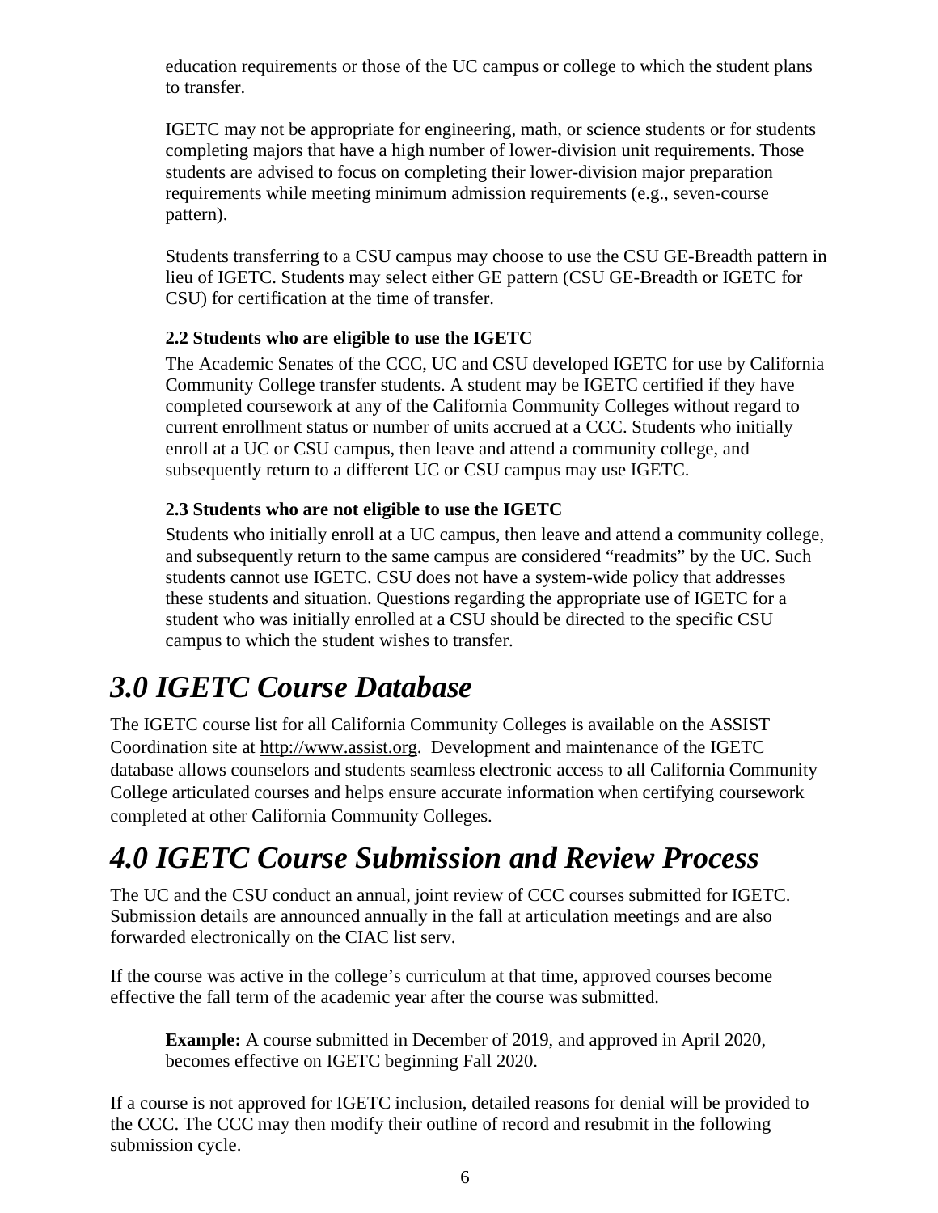education requirements or those of the UC campus or college to which the student plans to transfer.

IGETC may not be appropriate for engineering, math, or science students or for students completing majors that have a high number of lower-division unit requirements. Those students are advised to focus on completing their lower-division major preparation requirements while meeting minimum admission requirements (e.g., seven-course pattern).

Students transferring to a CSU campus may choose to use the CSU GE-Breadth pattern in lieu of IGETC. Students may select either GE pattern (CSU GE-Breadth or IGETC for CSU) for certification at the time of transfer.

### 2.2 Students who are eligible to use the IGETC

The Academic Senates of the CCC, UC and CSU developed IGETC for use by California Community College transfer students. A student may be IGETC certified if they have completed coursework at any of the California Community Colleges without regard to current enrollment status or number of units accrued at a CCC. Students who initially enroll at a UC or CSU campus, then leave and attend a community college, and subsequently return to a different UC or CSU campus may use IGETC.

### 2.3 Students who are not eligible to use the IGETC

Students who initially enroll at a UC campus, then leave and attend a community college, and subsequently return to the same campus are considered “readmits” by the UC. Such students cannot use IGETC. CSU does not have a system-wide policy that addresses these students and situation. Questions regarding the appropriate use of IGETC for a student who was initially enrolled at a CSU should be directed to the specific CSU campus to which the student wishes to transfer.

# *3.0 IGETC Course Database*

The IGETC course list for all California Community Colleges is available on the ASSIST Coordination site at http://www.assist.org. Development and maintenance of the IGETC database allows counselors and students seamless electronic access to all California Community College articulated courses and helps ensure accurate information when certifying coursework completed at other California Community Colleges.

# *4.0 IGETC Course Submission and Review Process*

The UC and the CSU conduct an annual, joint review of CCC courses submitted for IGETC. Submission details are announced annually in the fall at articulation meetings and are also forwarded electronically on the CIAC list serv.

If the course was active in the college’s curriculum at that time, approved courses become effective the fall term of the academic year after the course was submitted.

**Example:** A course submitted in December of 2019, and approved in April 2020, becomes effective on IGETC beginning Fall 2020.

If a course is not approved for IGETC inclusion, detailed reasons for denial will be provided to the CCC. The CCC may then modify their outline of record and resubmit in the following submission cycle.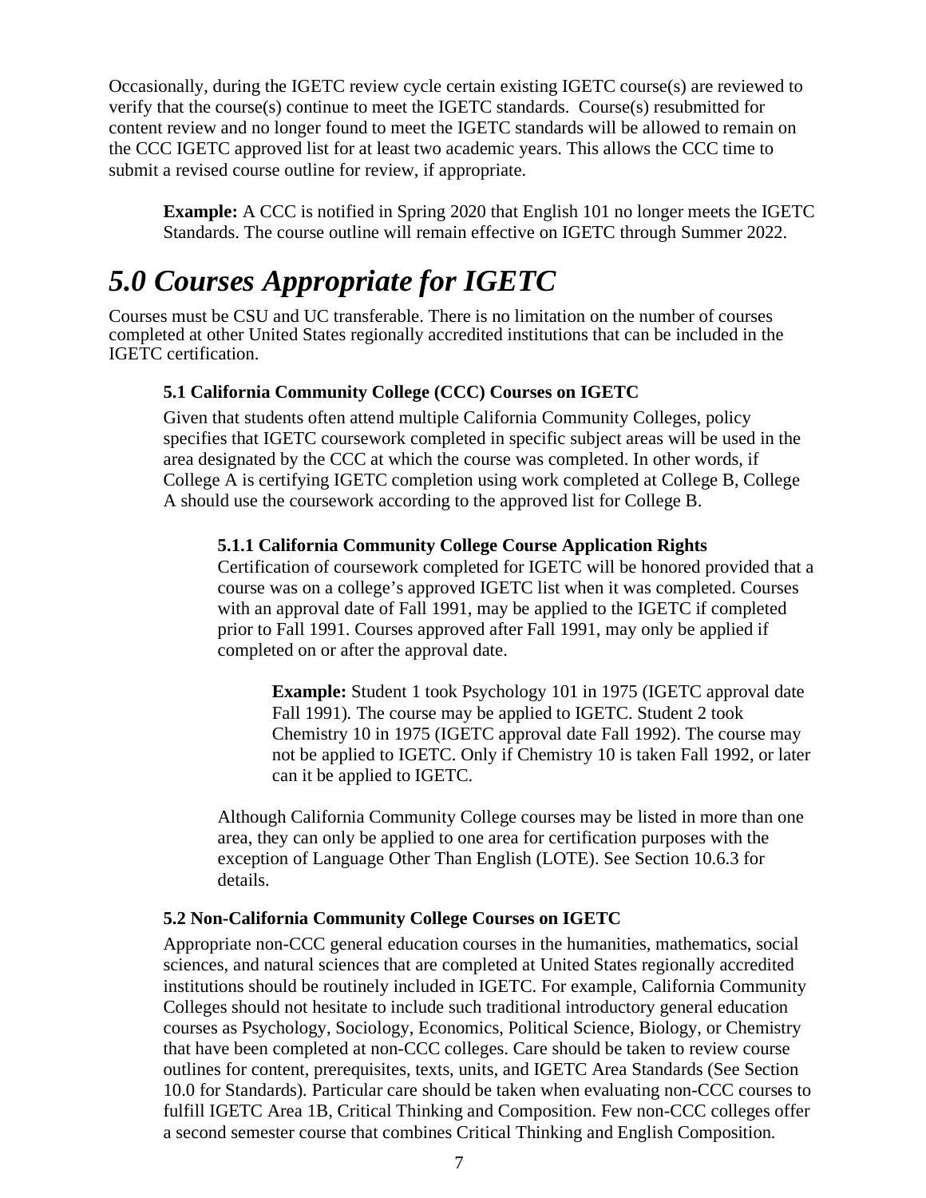Occasionally, during the IGETC review cycle certain existing IGETC course(s) are reviewed to verify that the course(s) continue to meet the IGETC standards. Course(s) resubmitted for content review and no longer found to meet the IGETC standards will be allowed to remain on the CCC IGETC approved list for at least two academic years. This allows the CCC time to submit a revised course outline for review, if appropriate.

> **Example:** A CCC is notified in Spring 2020 that English 101 no longer meets the IGETC Standards. The course outline will remain effective on IGETC through Summer 2022.

# *5.0 Courses Appropriate for IGETC*

Courses must be CSU and UC transferable. There is no limitation on the number of courses completed at other United States regionally accredited institutions that can be included in the IGETC certification.

### 5.1 California Community College (CCC) Courses on IGETC

Given that students often attend multiple California Community Colleges, policy specifies that IGETC coursework completed in specific subject areas will be used in the area designated by the CCC at which the course was completed. In other words, if College A is certifying IGETC completion using work completed at College B, College A should use the coursework according to the approved list for College B.

#### 5.1.1 California Community College Course Application Rights

Certification of coursework completed for IGETC will be honored provided that a course was on a college's approved IGETC list when it was completed. Courses with an approval date of Fall 1991, may be applied to the IGETC if completed prior to Fall 1991. Courses approved after Fall 1991, may only be applied if completed on or after the approval date.

> **Example:** Student 1 took Psychology 101 in 1975 (IGETC approval date Fall 1991). The course may be applied to IGETC. Student 2 took Chemistry 10 in 1975 (IGETC approval date Fall 1992). The course may not be applied to IGETC. Only if Chemistry 10 is taken Fall 1992, or later can it be applied to IGETC.

Although California Community College courses may be listed in more than one area, they can only be applied to one area for certification purposes with the exception of Language Other Than English (LOTE). See Section 10.6.3 for details.

### 5.2 Non-California Community College Courses on IGETC

Appropriate non-CCC general education courses in the humanities, mathematics, social sciences, and natural sciences that are completed at United States regionally accredited institutions should be routinely included in IGETC. For example, California Community Colleges should not hesitate to include such traditional introductory general education courses as Psychology, Sociology, Economics, Political Science, Biology, or Chemistry that have been completed at non-CCC colleges. Care should be taken to review course outlines for content, prerequisites, texts, units, and IGETC Area Standards (See Section 10.0 for Standards). Particular care should be taken when evaluating non-CCC courses to fulfill IGETC Area 1B, Critical Thinking and Composition. Few non-CCC colleges offer a second semester course that combines Critical Thinking and English Composition.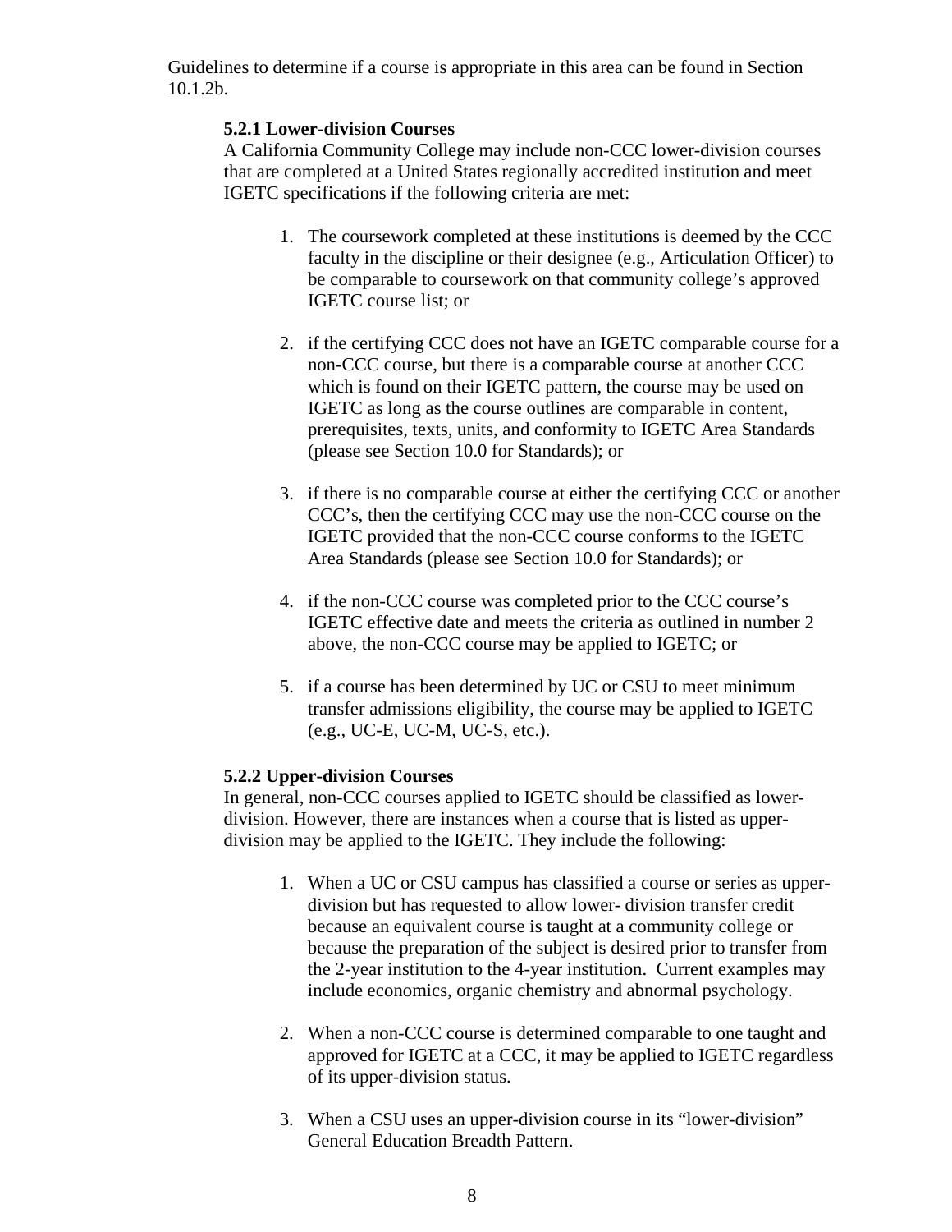Guidelines to determine if a course is appropriate in this area can be found in Section 10.1.2b.

### 5.2.1 Lower-division Courses

A California Community College may include non-CCC lower-division courses that are completed at a United States regionally accredited institution and meet IGETC specifications if the following criteria are met:

1. The coursework completed at these institutions is deemed by the CCC faculty in the discipline or their designee (e.g., Articulation Officer) to be comparable to coursework on that community college's approved IGETC course list; or

2. if the certifying CCC does not have an IGETC comparable course for a non-CCC course, but there is a comparable course at another CCC which is found on their IGETC pattern, the course may be used on IGETC as long as the course outlines are comparable in content, prerequisites, texts, units, and conformity to IGETC Area Standards (please see Section 10.0 for Standards); or

3. if there is no comparable course at either the certifying CCC or another CCC's, then the certifying CCC may use the non-CCC course on the IGETC provided that the non-CCC course conforms to the IGETC Area Standards (please see Section 10.0 for Standards); or

4. if the non-CCC course was completed prior to the CCC course's IGETC effective date and meets the criteria as outlined in number 2 above, the non-CCC course may be applied to IGETC; or

5. if a course has been determined by UC or CSU to meet minimum transfer admissions eligibility, the course may be applied to IGETC (e.g., UC-E, UC-M, UC-S, etc.).

### 5.2.2 Upper-division Courses

In general, non-CCC courses applied to IGETC should be classified as lower-division. However, there are instances when a course that is listed as upper-division may be applied to the IGETC. They include the following:

1. When a UC or CSU campus has classified a course or series as upper-division but has requested to allow lower- division transfer credit because an equivalent course is taught at a community college or because the preparation of the subject is desired prior to transfer from the 2-year institution to the 4-year institution. Current examples may include economics, organic chemistry and abnormal psychology.

2. When a non-CCC course is determined comparable to one taught and approved for IGETC at a CCC, it may be applied to IGETC regardless of its upper-division status.

3. When a CSU uses an upper-division course in its "lower-division" General Education Breadth Pattern.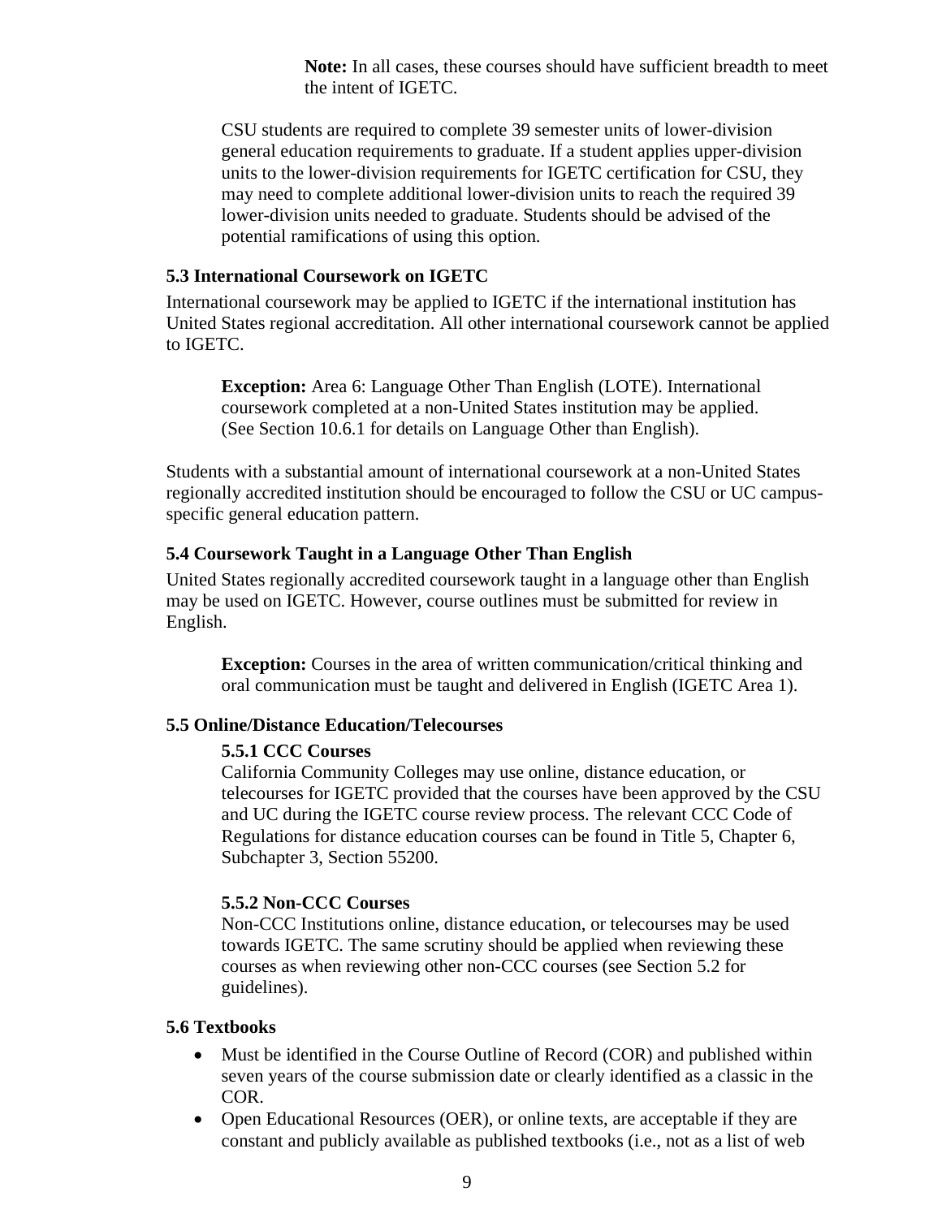**Note:** In all cases, these courses should have sufficient breadth to meet the intent of IGETC.

CSU students are required to complete 39 semester units of lower-division general education requirements to graduate. If a student applies upper-division units to the lower-division requirements for IGETC certification for CSU, they may need to complete additional lower-division units to reach the required 39 lower-division units needed to graduate. Students should be advised of the potential ramifications of using this option.

### 5.3 International Coursework on IGETC

International coursework may be applied to IGETC if the international institution has United States regional accreditation. All other international coursework cannot be applied to IGETC.

**Exception:** Area 6: Language Other Than English (LOTE). International coursework completed at a non-United States institution may be applied. (See Section 10.6.1 for details on Language Other than English).

Students with a substantial amount of international coursework at a non-United States regionally accredited institution should be encouraged to follow the CSU or UC campus-specific general education pattern.

### 5.4 Coursework Taught in a Language Other Than English

United States regionally accredited coursework taught in a language other than English may be used on IGETC. However, course outlines must be submitted for review in English.

**Exception:** Courses in the area of written communication/critical thinking and oral communication must be taught and delivered in English (IGETC Area 1).

### 5.5 Online/Distance Education/Telecourses

#### 5.5.1 CCC Courses

California Community Colleges may use online, distance education, or telecourses for IGETC provided that the courses have been approved by the CSU and UC during the IGETC course review process. The relevant CCC Code of Regulations for distance education courses can be found in Title 5, Chapter 6, Subchapter 3, Section 55200.

#### 5.5.2 Non-CCC Courses

Non-CCC Institutions online, distance education, or telecourses may be used towards IGETC. The same scrutiny should be applied when reviewing these courses as when reviewing other non-CCC courses (see Section 5.2 for guidelines).

### 5.6 Textbooks

- Must be identified in the Course Outline of Record (COR) and published within seven years of the course submission date or clearly identified as a classic in the COR.
- Open Educational Resources (OER), or online texts, are acceptable if they are constant and publicly available as published textbooks (i.e., not as a list of web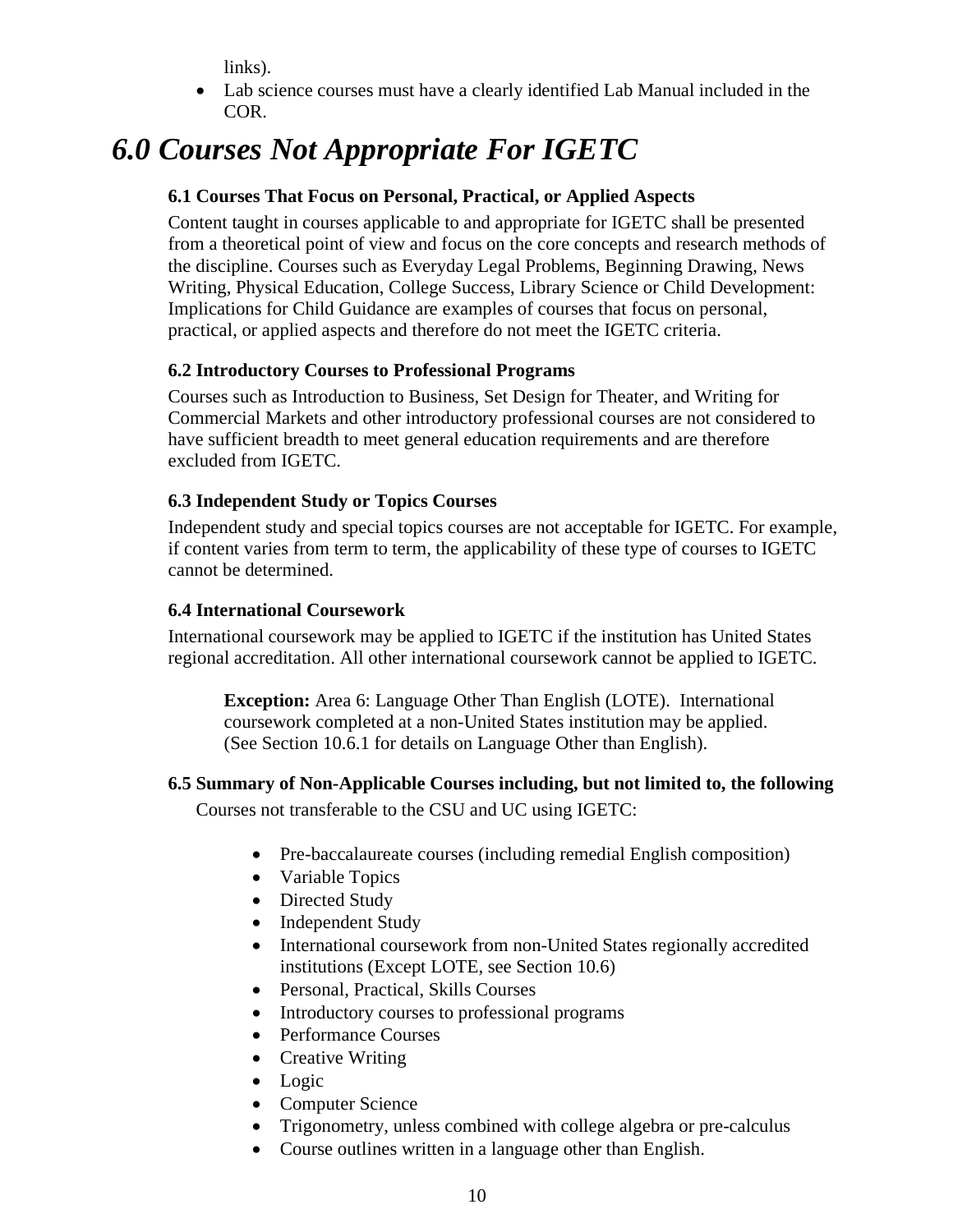links).

- Lab science courses must have a clearly identified Lab Manual included in the COR.

# *6.0 Courses Not Appropriate For IGETC*

### 6.1 Courses That Focus on Personal, Practical, or Applied Aspects

Content taught in courses applicable to and appropriate for IGETC shall be presented from a theoretical point of view and focus on the core concepts and research methods of the discipline. Courses such as Everyday Legal Problems, Beginning Drawing, News Writing, Physical Education, College Success, Library Science or Child Development: Implications for Child Guidance are examples of courses that focus on personal, practical, or applied aspects and therefore do not meet the IGETC criteria.

### 6.2 Introductory Courses to Professional Programs

Courses such as Introduction to Business, Set Design for Theater, and Writing for Commercial Markets and other introductory professional courses are not considered to have sufficient breadth to meet general education requirements and are therefore excluded from IGETC.

### 6.3 Independent Study or Topics Courses

Independent study and special topics courses are not acceptable for IGETC. For example, if content varies from term to term, the applicability of these type of courses to IGETC cannot be determined.

### 6.4 International Coursework

International coursework may be applied to IGETC if the institution has United States regional accreditation. All other international coursework cannot be applied to IGETC.

> **Exception:** Area 6: Language Other Than English (LOTE). International coursework completed at a non-United States institution may be applied. (See Section 10.6.1 for details on Language Other than English).

### 6.5 Summary of Non-Applicable Courses including, but not limited to, the following

Courses not transferable to the CSU and UC using IGETC:

- Pre-baccalaureate courses (including remedial English composition)
- Variable Topics
- Directed Study
- Independent Study
- International coursework from non-United States regionally accredited institutions (Except LOTE, see Section 10.6)
- Personal, Practical, Skills Courses
- Introductory courses to professional programs
- Performance Courses
- Creative Writing
- Logic
- Computer Science
- Trigonometry, unless combined with college algebra or pre-calculus
- Course outlines written in a language other than English.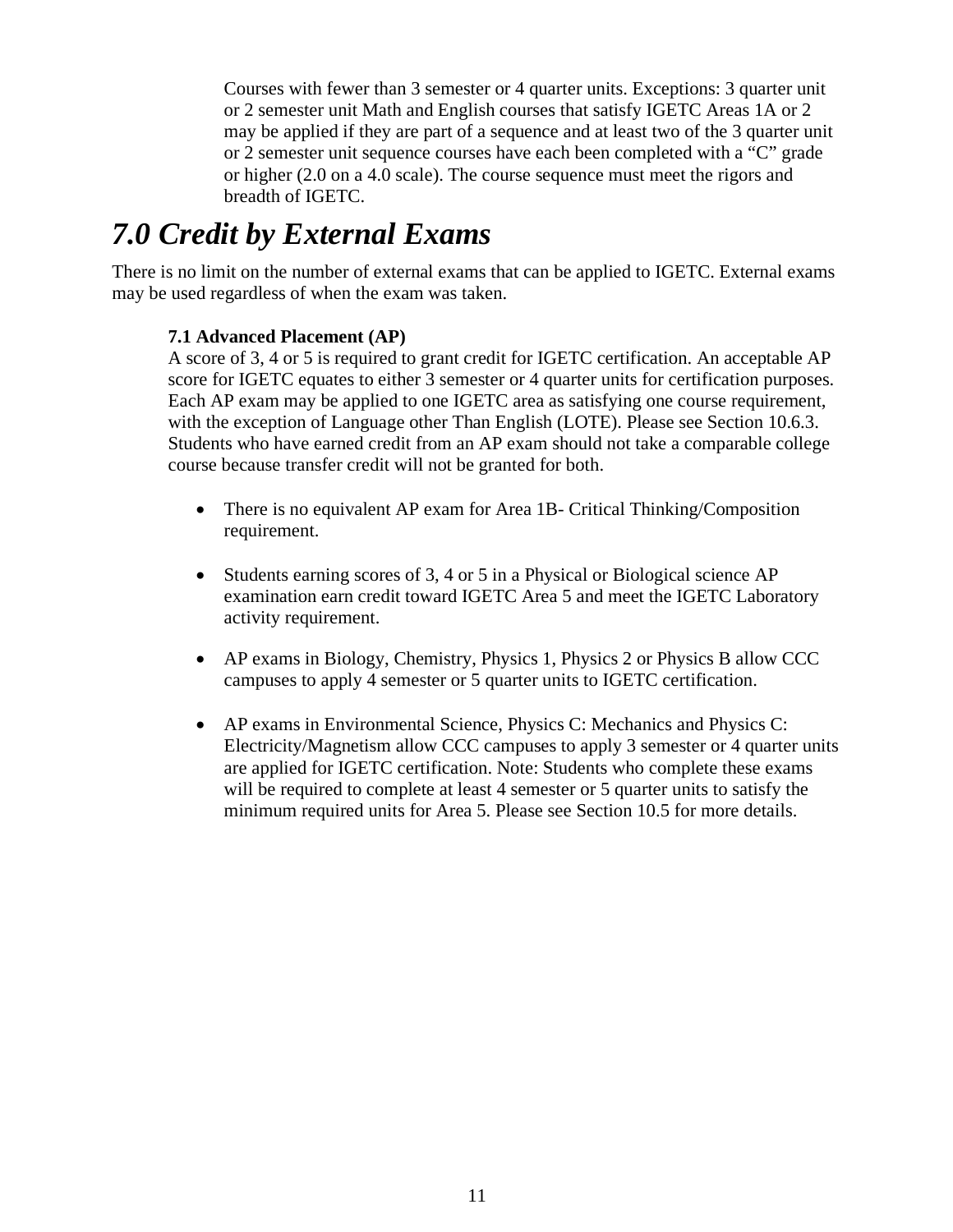Courses with fewer than 3 semester or 4 quarter units. Exceptions: 3 quarter unit or 2 semester unit Math and English courses that satisfy IGETC Areas 1A or 2 may be applied if they are part of a sequence and at least two of the 3 quarter unit or 2 semester unit sequence courses have each been completed with a "C" grade or higher (2.0 on a 4.0 scale). The course sequence must meet the rigors and breadth of IGETC.

# *7.0 Credit by External Exams*

There is no limit on the number of external exams that can be applied to IGETC. External exams may be used regardless of when the exam was taken.

**7.1 Advanced Placement (AP)**

A score of 3, 4 or 5 is required to grant credit for IGETC certification. An acceptable AP score for IGETC equates to either 3 semester or 4 quarter units for certification purposes. Each AP exam may be applied to one IGETC area as satisfying one course requirement, with the exception of Language other Than English (LOTE). Please see Section 10.6.3. Students who have earned credit from an AP exam should not take a comparable college course because transfer credit will not be granted for both.

- There is no equivalent AP exam for Area 1B- Critical Thinking/Composition requirement.
- Students earning scores of 3, 4 or 5 in a Physical or Biological science AP examination earn credit toward IGETC Area 5 and meet the IGETC Laboratory activity requirement.
- AP exams in Biology, Chemistry, Physics 1, Physics 2 or Physics B allow CCC campuses to apply 4 semester or 5 quarter units to IGETC certification.
- AP exams in Environmental Science, Physics C: Mechanics and Physics C: Electricity/Magnetism allow CCC campuses to apply 3 semester or 4 quarter units are applied for IGETC certification. Note: Students who complete these exams will be required to complete at least 4 semester or 5 quarter units to satisfy the minimum required units for Area 5. Please see Section 10.5 for more details.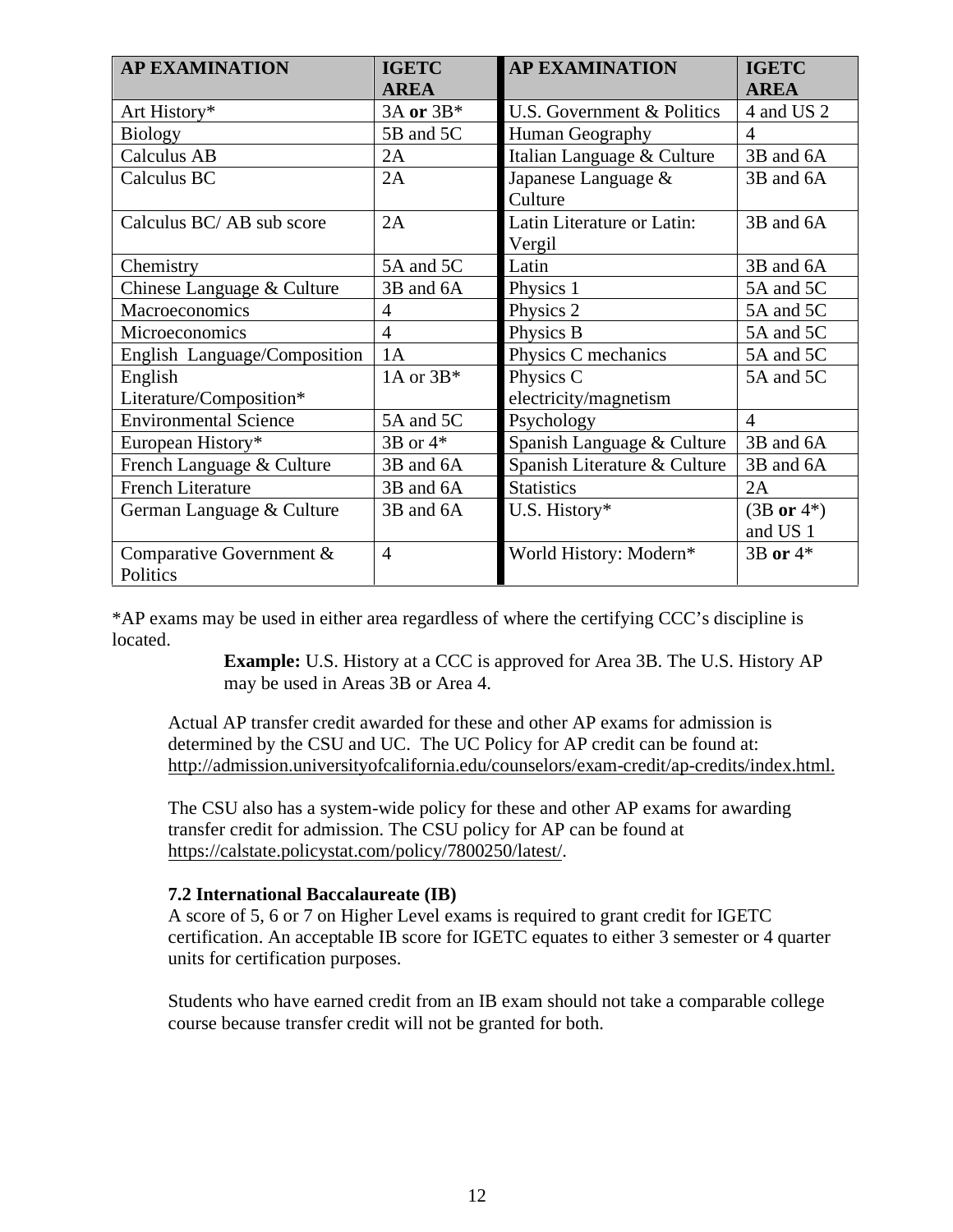| AP EXAMINATION | IGETC AREA | AP EXAMINATION | IGETC AREA |
|---|---|---|---|
| Art History* | 3A **or** 3B* | U.S. Government & Politics | 4 and US 2 |
| Biology | 5B and 5C | Human Geography | 4 |
| Calculus AB | 2A | Italian Language & Culture | 3B and 6A |
| Calculus BC | 2A | Japanese Language & Culture | 3B and 6A |
| Calculus BC/ AB sub score | 2A | Latin Literature or Latin: Vergil | 3B and 6A |
| Chemistry | 5A and 5C | Latin | 3B and 6A |
| Chinese Language & Culture | 3B and 6A | Physics 1 | 5A and 5C |
| Macroeconomics | 4 | Physics 2 | 5A and 5C |
| Microeconomics | 4 | Physics B | 5A and 5C |
| English Language/Composition | 1A | Physics C mechanics | 5A and 5C |
| English Literature/Composition* | 1A or 3B* | Physics C electricity/magnetism | 5A and 5C |
| Environmental Science | 5A and 5C | Psychology | 4 |
| European History* | 3B or 4* | Spanish Language & Culture | 3B and 6A |
| French Language & Culture | 3B and 6A | Spanish Literature & Culture | 3B and 6A |
| French Literature | 3B and 6A | Statistics | 2A |
| German Language & Culture | 3B and 6A | U.S. History* | (3B **or** 4*) and US 1 |
| Comparative Government & Politics | 4 | World History: Modern* | 3B **or** 4* |

*AP exams may be used in either area regardless of where the certifying CCC's discipline is located.

> **Example:** U.S. History at a CCC is approved for Area 3B. The U.S. History AP may be used in Areas 3B or Area 4.

Actual AP transfer credit awarded for these and other AP exams for admission is determined by the CSU and UC. The UC Policy for AP credit can be found at: http://admission.universityofcalifornia.edu/counselors/exam-credit/ap-credits/index.html.

The CSU also has a system-wide policy for these and other AP exams for awarding transfer credit for admission. The CSU policy for AP can be found at https://calstate.policystat.com/policy/7800250/latest/.

### 7.2 International Baccalaureate (IB)

A score of 5, 6 or 7 on Higher Level exams is required to grant credit for IGETC certification. An acceptable IB score for IGETC equates to either 3 semester or 4 quarter units for certification purposes.

Students who have earned credit from an IB exam should not take a comparable college course because transfer credit will not be granted for both.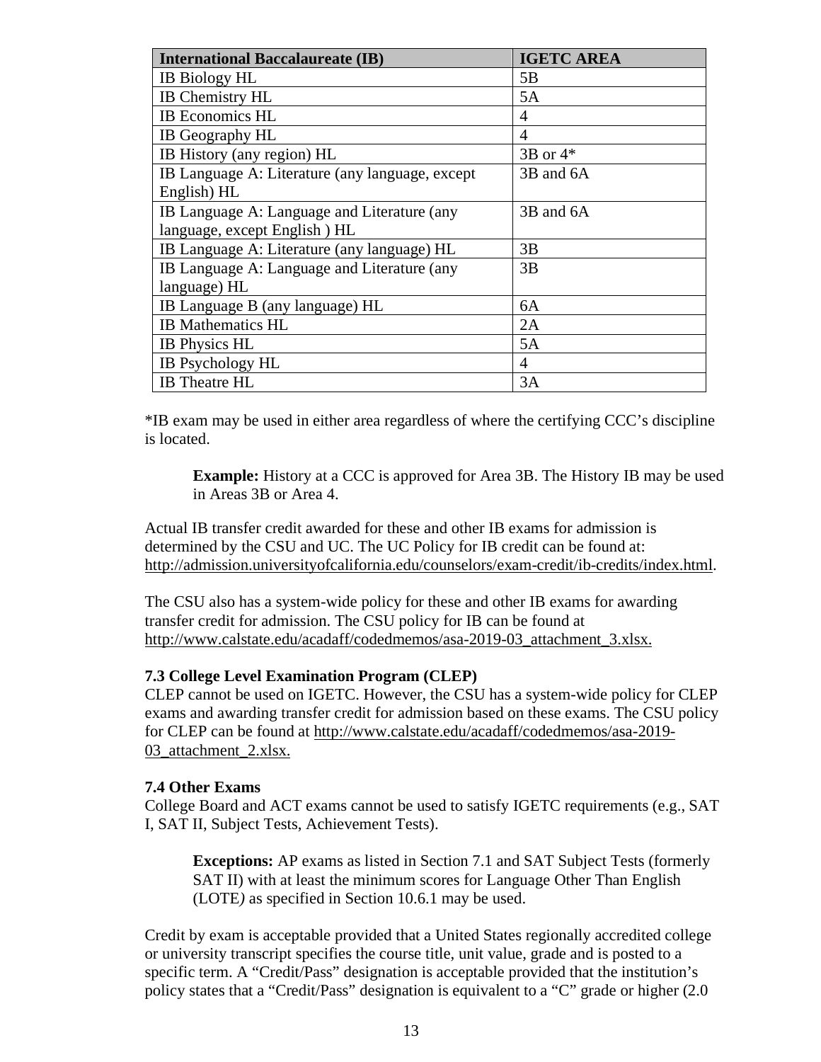| International Baccalaureate (IB) | IGETC AREA |
| --- | --- |
| IB Biology HL | 5B |
| IB Chemistry HL | 5A |
| IB Economics HL | 4 |
| IB Geography HL | 4 |
| IB History (any region) HL | 3B or 4* |
| IB Language A: Literature (any language, except English) HL | 3B and 6A |
| IB Language A: Language and Literature (any language, except English ) HL | 3B and 6A |
| IB Language A: Literature (any language) HL | 3B |
| IB Language A: Language and Literature (any language) HL | 3B |
| IB Language B (any language) HL | 6A |
| IB Mathematics HL | 2A |
| IB Physics HL | 5A |
| IB Psychology HL | 4 |
| IB Theatre HL | 3A |

*IB exam may be used in either area regardless of where the certifying CCC's discipline is located.

> **Example:** History at a CCC is approved for Area 3B. The History IB may be used in Areas 3B or Area 4.

Actual IB transfer credit awarded for these and other IB exams for admission is determined by the CSU and UC. The UC Policy for IB credit can be found at: http://admission.universityofcalifornia.edu/counselors/exam-credit/ib-credits/index.html.

The CSU also has a system-wide policy for these and other IB exams for awarding transfer credit for admission. The CSU policy for IB can be found at http://www.calstate.edu/acadaff/codedmemos/asa-2019-03_attachment_3.xlsx.

### 7.3 College Level Examination Program (CLEP)

CLEP cannot be used on IGETC. However, the CSU has a system-wide policy for CLEP exams and awarding transfer credit for admission based on these exams. The CSU policy for CLEP can be found at http://www.calstate.edu/acadaff/codedmemos/asa-2019-03_attachment_2.xlsx.

### 7.4 Other Exams

College Board and ACT exams cannot be used to satisfy IGETC requirements (e.g., SAT I, SAT II, Subject Tests, Achievement Tests).

> **Exceptions:** AP exams as listed in Section 7.1 and SAT Subject Tests (formerly SAT II) with at least the minimum scores for Language Other Than English (LOTE) as specified in Section 10.6.1 may be used.

Credit by exam is acceptable provided that a United States regionally accredited college or university transcript specifies the course title, unit value, grade and is posted to a specific term. A "Credit/Pass" designation is acceptable provided that the institution's policy states that a "Credit/Pass" designation is equivalent to a "C" grade or higher (2.0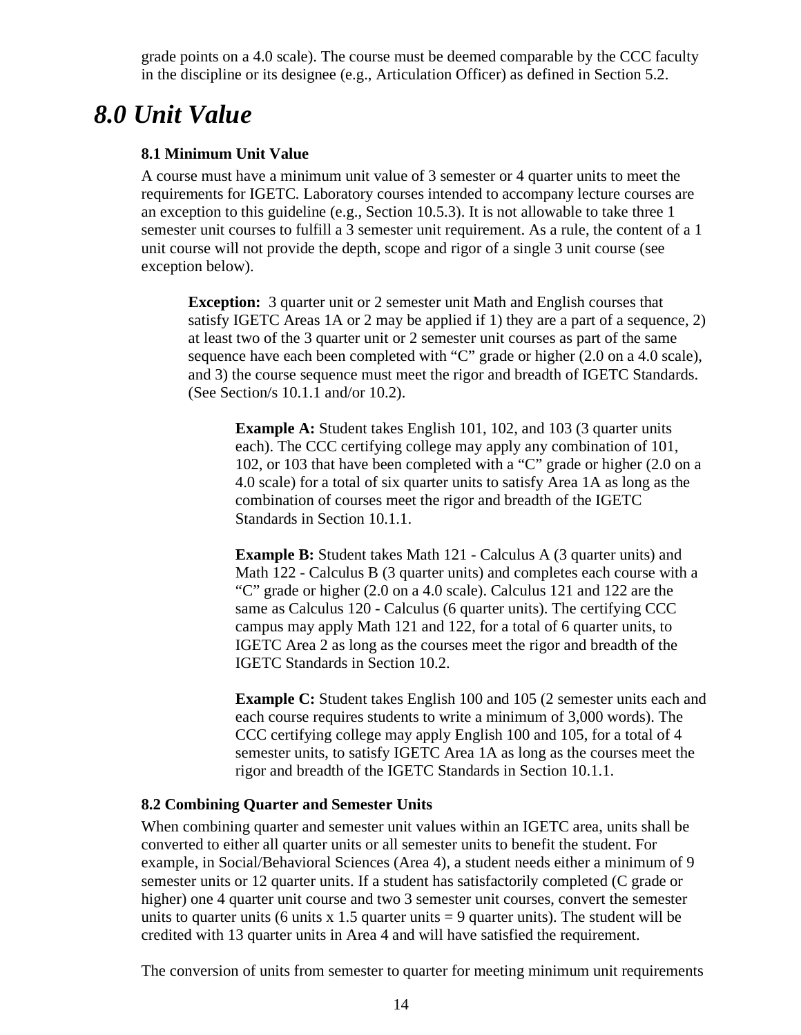grade points on a 4.0 scale). The course must be deemed comparable by the CCC faculty in the discipline or its designee (e.g., Articulation Officer) as defined in Section 5.2.

# *8.0 Unit Value*

### 8.1 Minimum Unit Value

A course must have a minimum unit value of 3 semester or 4 quarter units to meet the requirements for IGETC. Laboratory courses intended to accompany lecture courses are an exception to this guideline (e.g., Section 10.5.3). It is not allowable to take three 1 semester unit courses to fulfill a 3 semester unit requirement. As a rule, the content of a 1 unit course will not provide the depth, scope and rigor of a single 3 unit course (see exception below).

> **Exception:** 3 quarter unit or 2 semester unit Math and English courses that satisfy IGETC Areas 1A or 2 may be applied if 1) they are a part of a sequence, 2) at least two of the 3 quarter unit or 2 semester unit courses as part of the same sequence have each been completed with "C" grade or higher (2.0 on a 4.0 scale), and 3) the course sequence must meet the rigor and breadth of IGETC Standards. (See Section/s 10.1.1 and/or 10.2).
>
> > **Example A:** Student takes English 101, 102, and 103 (3 quarter units each). The CCC certifying college may apply any combination of 101, 102, or 103 that have been completed with a "C" grade or higher (2.0 on a 4.0 scale) for a total of six quarter units to satisfy Area 1A as long as the combination of courses meet the rigor and breadth of the IGETC Standards in Section 10.1.1.
> >
> > **Example B:** Student takes Math 121 - Calculus A (3 quarter units) and Math 122 - Calculus B (3 quarter units) and completes each course with a "C" grade or higher (2.0 on a 4.0 scale). Calculus 121 and 122 are the same as Calculus 120 - Calculus (6 quarter units). The certifying CCC campus may apply Math 121 and 122, for a total of 6 quarter units, to IGETC Area 2 as long as the courses meet the rigor and breadth of the IGETC Standards in Section 10.2.
> >
> > **Example C:** Student takes English 100 and 105 (2 semester units each and each course requires students to write a minimum of 3,000 words). The CCC certifying college may apply English 100 and 105, for a total of 4 semester units, to satisfy IGETC Area 1A as long as the courses meet the rigor and breadth of the IGETC Standards in Section 10.1.1.

### 8.2 Combining Quarter and Semester Units

When combining quarter and semester unit values within an IGETC area, units shall be converted to either all quarter units or all semester units to benefit the student. For example, in Social/Behavioral Sciences (Area 4), a student needs either a minimum of 9 semester units or 12 quarter units. If a student has satisfactorily completed (C grade or higher) one 4 quarter unit course and two 3 semester unit courses, convert the semester units to quarter units (6 units x 1.5 quarter units = 9 quarter units). The student will be credited with 13 quarter units in Area 4 and will have satisfied the requirement.

The conversion of units from semester to quarter for meeting minimum unit requirements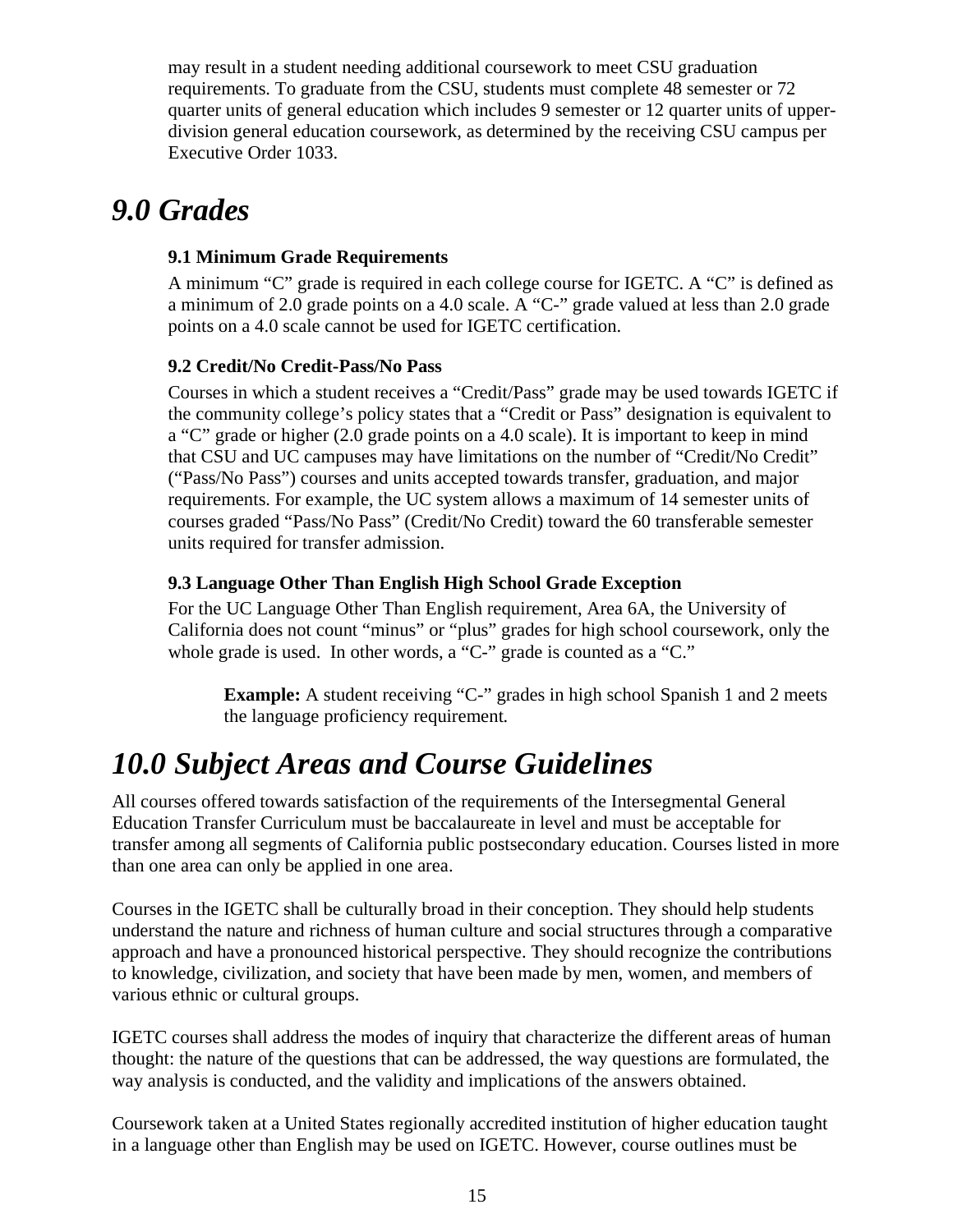may result in a student needing additional coursework to meet CSU graduation requirements. To graduate from the CSU, students must complete 48 semester or 72 quarter units of general education which includes 9 semester or 12 quarter units of upper-division general education coursework, as determined by the receiving CSU campus per Executive Order 1033.

# *9.0 Grades*

### 9.1 Minimum Grade Requirements

A minimum "C" grade is required in each college course for IGETC. A "C" is defined as a minimum of 2.0 grade points on a 4.0 scale. A "C-" grade valued at less than 2.0 grade points on a 4.0 scale cannot be used for IGETC certification.

### 9.2 Credit/No Credit-Pass/No Pass

Courses in which a student receives a "Credit/Pass" grade may be used towards IGETC if the community college's policy states that a "Credit or Pass" designation is equivalent to a "C" grade or higher (2.0 grade points on a 4.0 scale). It is important to keep in mind that CSU and UC campuses may have limitations on the number of "Credit/No Credit" ("Pass/No Pass") courses and units accepted towards transfer, graduation, and major requirements. For example, the UC system allows a maximum of 14 semester units of courses graded "Pass/No Pass" (Credit/No Credit) toward the 60 transferable semester units required for transfer admission.

### 9.3 Language Other Than English High School Grade Exception

For the UC Language Other Than English requirement, Area 6A, the University of California does not count "minus" or "plus" grades for high school coursework, only the whole grade is used. In other words, a "C-" grade is counted as a "C."

> **Example:** A student receiving "C-" grades in high school Spanish 1 and 2 meets the language proficiency requirement.

# *10.0 Subject Areas and Course Guidelines*

All courses offered towards satisfaction of the requirements of the Intersegmental General Education Transfer Curriculum must be baccalaureate in level and must be acceptable for transfer among all segments of California public postsecondary education. Courses listed in more than one area can only be applied in one area.

Courses in the IGETC shall be culturally broad in their conception. They should help students understand the nature and richness of human culture and social structures through a comparative approach and have a pronounced historical perspective. They should recognize the contributions to knowledge, civilization, and society that have been made by men, women, and members of various ethnic or cultural groups.

IGETC courses shall address the modes of inquiry that characterize the different areas of human thought: the nature of the questions that can be addressed, the way questions are formulated, the way analysis is conducted, and the validity and implications of the answers obtained.

Coursework taken at a United States regionally accredited institution of higher education taught in a language other than English may be used on IGETC. However, course outlines must be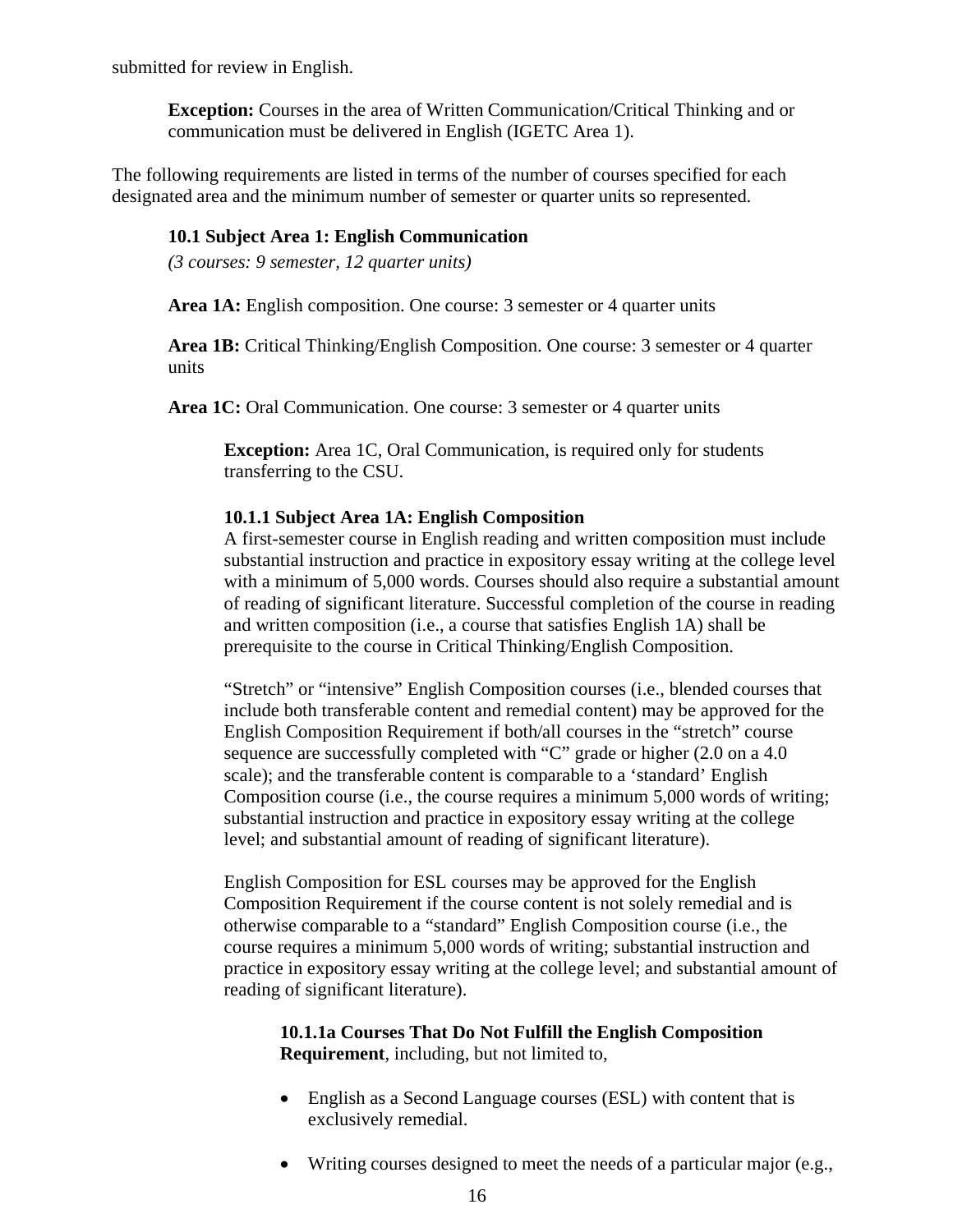submitted for review in English.

> **Exception:** Courses in the area of Written Communication/Critical Thinking and or communication must be delivered in English (IGETC Area 1).

The following requirements are listed in terms of the number of courses specified for each designated area and the minimum number of semester or quarter units so represented.

### 10.1 Subject Area 1: English Communication

*(3 courses: 9 semester, 12 quarter units)*

**Area 1A:** English composition. One course: 3 semester or 4 quarter units

**Area 1B:** Critical Thinking/English Composition. One course: 3 semester or 4 quarter units

**Area 1C:** Oral Communication. One course: 3 semester or 4 quarter units

> **Exception:** Area 1C, Oral Communication, is required only for students transferring to the CSU.

#### 10.1.1 Subject Area 1A: English Composition

A first-semester course in English reading and written composition must include substantial instruction and practice in expository essay writing at the college level with a minimum of 5,000 words. Courses should also require a substantial amount of reading of significant literature. Successful completion of the course in reading and written composition (i.e., a course that satisfies English 1A) shall be prerequisite to the course in Critical Thinking/English Composition.

"Stretch" or "intensive" English Composition courses (i.e., blended courses that include both transferable content and remedial content) may be approved for the English Composition Requirement if both/all courses in the "stretch" course sequence are successfully completed with "C" grade or higher (2.0 on a 4.0 scale); and the transferable content is comparable to a 'standard' English Composition course (i.e., the course requires a minimum 5,000 words of writing; substantial instruction and practice in expository essay writing at the college level; and substantial amount of reading of significant literature).

English Composition for ESL courses may be approved for the English Composition Requirement if the course content is not solely remedial and is otherwise comparable to a "standard" English Composition course (i.e., the course requires a minimum 5,000 words of writing; substantial instruction and practice in expository essay writing at the college level; and substantial amount of reading of significant literature).

**10.1.1a Courses That Do Not Fulfill the English Composition Requirement**, including, but not limited to,

- English as a Second Language courses (ESL) with content that is exclusively remedial.
- Writing courses designed to meet the needs of a particular major (e.g.,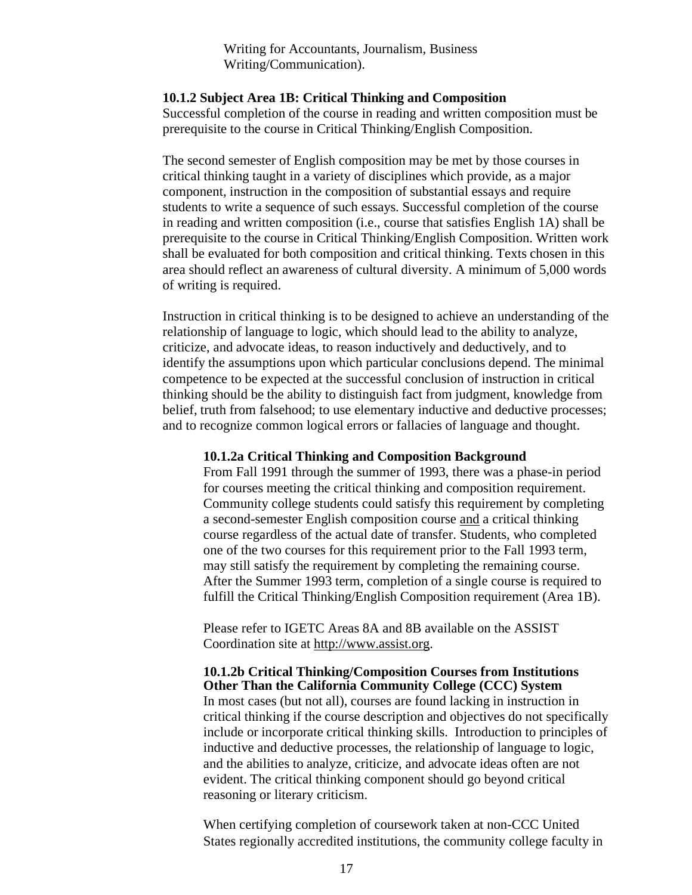Writing for Accountants, Journalism, Business Writing/Communication).

#### 10.1.2 Subject Area 1B: Critical Thinking and Composition

Successful completion of the course in reading and written composition must be prerequisite to the course in Critical Thinking/English Composition.

The second semester of English composition may be met by those courses in critical thinking taught in a variety of disciplines which provide, as a major component, instruction in the composition of substantial essays and require students to write a sequence of such essays. Successful completion of the course in reading and written composition (i.e., course that satisfies English 1A) shall be prerequisite to the course in Critical Thinking/English Composition. Written work shall be evaluated for both composition and critical thinking. Texts chosen in this area should reflect an awareness of cultural diversity. A minimum of 5,000 words of writing is required.

Instruction in critical thinking is to be designed to achieve an understanding of the relationship of language to logic, which should lead to the ability to analyze, criticize, and advocate ideas, to reason inductively and deductively, and to identify the assumptions upon which particular conclusions depend. The minimal competence to be expected at the successful conclusion of instruction in critical thinking should be the ability to distinguish fact from judgment, knowledge from belief, truth from falsehood; to use elementary inductive and deductive processes; and to recognize common logical errors or fallacies of language and thought.

##### 10.1.2a Critical Thinking and Composition Background

From Fall 1991 through the summer of 1993, there was a phase-in period for courses meeting the critical thinking and composition requirement. Community college students could satisfy this requirement by completing a second-semester English composition course and a critical thinking course regardless of the actual date of transfer. Students, who completed one of the two courses for this requirement prior to the Fall 1993 term, may still satisfy the requirement by completing the remaining course. After the Summer 1993 term, completion of a single course is required to fulfill the Critical Thinking/English Composition requirement (Area 1B).

Please refer to IGETC Areas 8A and 8B available on the ASSIST Coordination site at http://www.assist.org.

##### 10.1.2b Critical Thinking/Composition Courses from Institutions Other Than the California Community College (CCC) System

In most cases (but not all), courses are found lacking in instruction in critical thinking if the course description and objectives do not specifically include or incorporate critical thinking skills. Introduction to principles of inductive and deductive processes, the relationship of language to logic, and the abilities to analyze, criticize, and advocate ideas often are not evident. The critical thinking component should go beyond critical reasoning or literary criticism.

When certifying completion of coursework taken at non-CCC United States regionally accredited institutions, the community college faculty in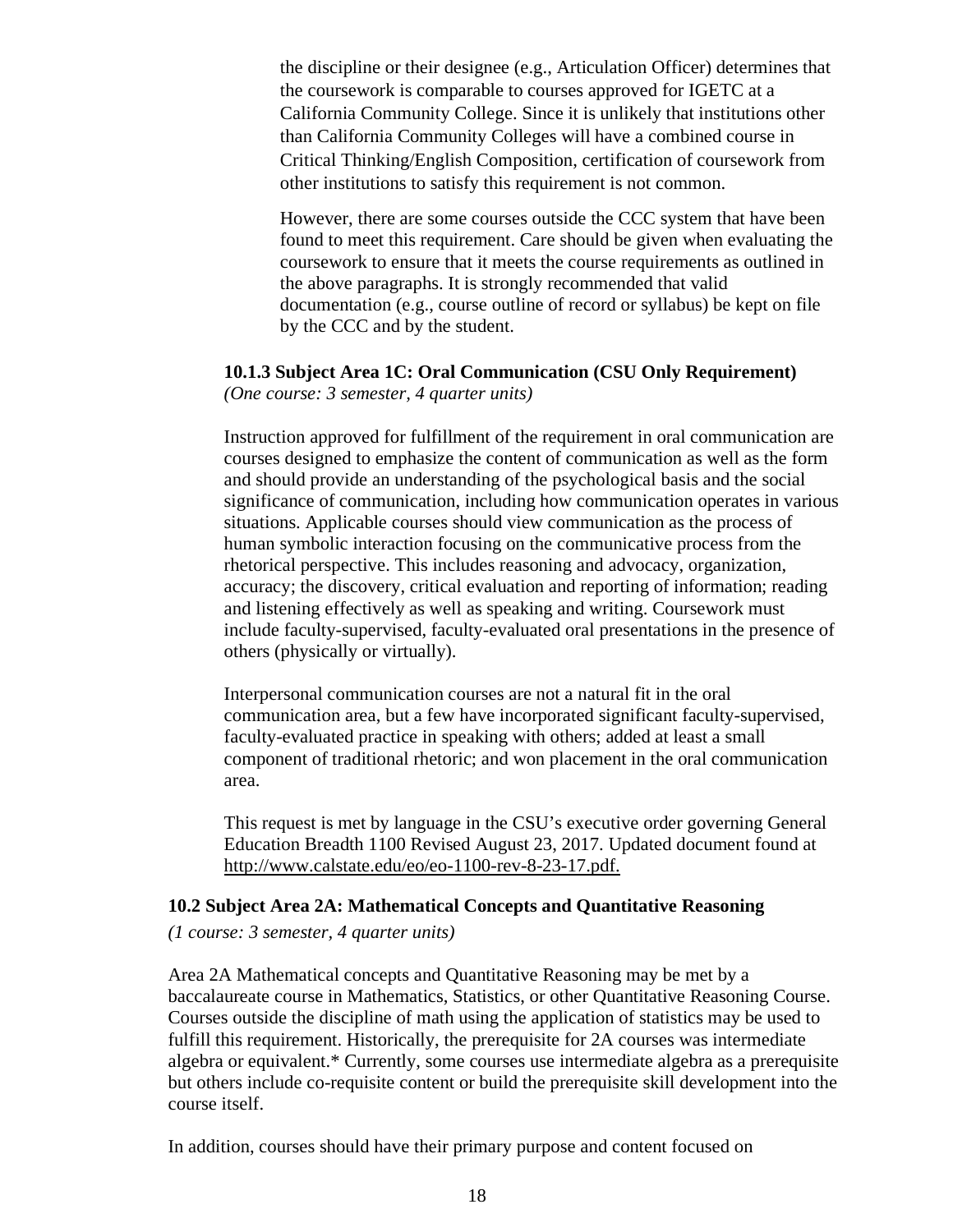the discipline or their designee (e.g., Articulation Officer) determines that the coursework is comparable to courses approved for IGETC at a California Community College. Since it is unlikely that institutions other than California Community Colleges will have a combined course in Critical Thinking/English Composition, certification of coursework from other institutions to satisfy this requirement is not common.

However, there are some courses outside the CCC system that have been found to meet this requirement. Care should be given when evaluating the coursework to ensure that it meets the course requirements as outlined in the above paragraphs. It is strongly recommended that valid documentation (e.g., course outline of record or syllabus) be kept on file by the CCC and by the student.

#### 10.1.3 Subject Area 1C: Oral Communication (CSU Only Requirement)

*(One course: 3 semester, 4 quarter units)*

Instruction approved for fulfillment of the requirement in oral communication are courses designed to emphasize the content of communication as well as the form and should provide an understanding of the psychological basis and the social significance of communication, including how communication operates in various situations. Applicable courses should view communication as the process of human symbolic interaction focusing on the communicative process from the rhetorical perspective. This includes reasoning and advocacy, organization, accuracy; the discovery, critical evaluation and reporting of information; reading and listening effectively as well as speaking and writing. Coursework must include faculty-supervised, faculty-evaluated oral presentations in the presence of others (physically or virtually).

Interpersonal communication courses are not a natural fit in the oral communication area, but a few have incorporated significant faculty-supervised, faculty-evaluated practice in speaking with others; added at least a small component of traditional rhetoric; and won placement in the oral communication area.

This request is met by language in the CSU's executive order governing General Education Breadth 1100 Revised August 23, 2017. Updated document found at http://www.calstate.edu/eo/eo-1100-rev-8-23-17.pdf.

### 10.2 Subject Area 2A: Mathematical Concepts and Quantitative Reasoning

*(1 course: 3 semester, 4 quarter units)*

Area 2A Mathematical concepts and Quantitative Reasoning may be met by a baccalaureate course in Mathematics, Statistics, or other Quantitative Reasoning Course. Courses outside the discipline of math using the application of statistics may be used to fulfill this requirement. Historically, the prerequisite for 2A courses was intermediate algebra or equivalent.* Currently, some courses use intermediate algebra as a prerequisite but others include co-requisite content or build the prerequisite skill development into the course itself.

In addition, courses should have their primary purpose and content focused on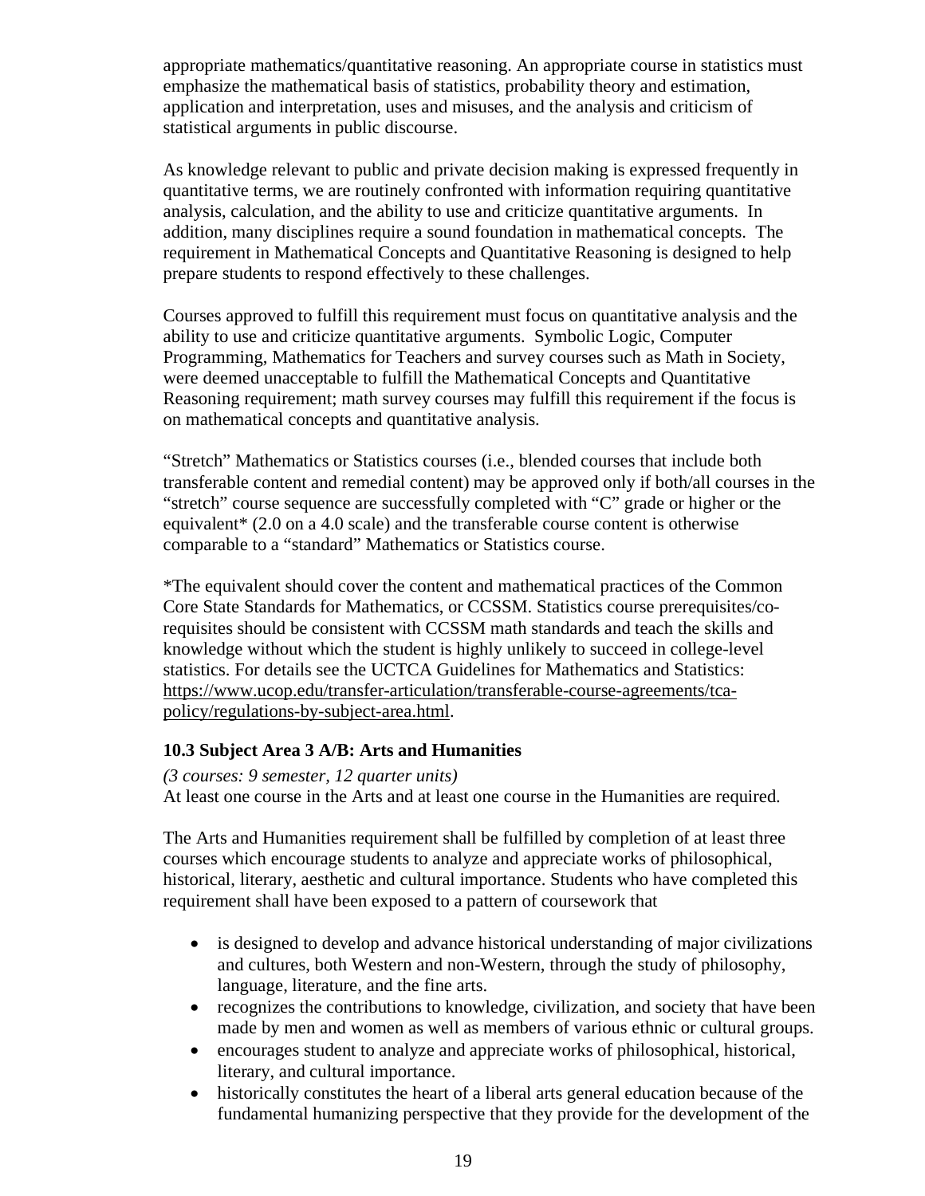appropriate mathematics/quantitative reasoning. An appropriate course in statistics must emphasize the mathematical basis of statistics, probability theory and estimation, application and interpretation, uses and misuses, and the analysis and criticism of statistical arguments in public discourse.

As knowledge relevant to public and private decision making is expressed frequently in quantitative terms, we are routinely confronted with information requiring quantitative analysis, calculation, and the ability to use and criticize quantitative arguments. In addition, many disciplines require a sound foundation in mathematical concepts. The requirement in Mathematical Concepts and Quantitative Reasoning is designed to help prepare students to respond effectively to these challenges.

Courses approved to fulfill this requirement must focus on quantitative analysis and the ability to use and criticize quantitative arguments. Symbolic Logic, Computer Programming, Mathematics for Teachers and survey courses such as Math in Society, were deemed unacceptable to fulfill the Mathematical Concepts and Quantitative Reasoning requirement; math survey courses may fulfill this requirement if the focus is on mathematical concepts and quantitative analysis.

"Stretch" Mathematics or Statistics courses (i.e., blended courses that include both transferable content and remedial content) may be approved only if both/all courses in the "stretch" course sequence are successfully completed with "C" grade or higher or the equivalent* (2.0 on a 4.0 scale) and the transferable course content is otherwise comparable to a "standard" Mathematics or Statistics course.

*The equivalent should cover the content and mathematical practices of the Common Core State Standards for Mathematics, or CCSSM. Statistics course prerequisites/co-requisites should be consistent with CCSSM math standards and teach the skills and knowledge without which the student is highly unlikely to succeed in college-level statistics. For details see the UCTCA Guidelines for Mathematics and Statistics: https://www.ucop.edu/transfer-articulation/transferable-course-agreements/tca-policy/regulations-by-subject-area.html.

### 10.3 Subject Area 3 A/B: Arts and Humanities

*(3 courses: 9 semester, 12 quarter units)*
At least one course in the Arts and at least one course in the Humanities are required.

The Arts and Humanities requirement shall be fulfilled by completion of at least three courses which encourage students to analyze and appreciate works of philosophical, historical, literary, aesthetic and cultural importance. Students who have completed this requirement shall have been exposed to a pattern of coursework that

- is designed to develop and advance historical understanding of major civilizations and cultures, both Western and non-Western, through the study of philosophy, language, literature, and the fine arts.
- recognizes the contributions to knowledge, civilization, and society that have been made by men and women as well as members of various ethnic or cultural groups.
- encourages student to analyze and appreciate works of philosophical, historical, literary, and cultural importance.
- historically constitutes the heart of a liberal arts general education because of the fundamental humanizing perspective that they provide for the development of the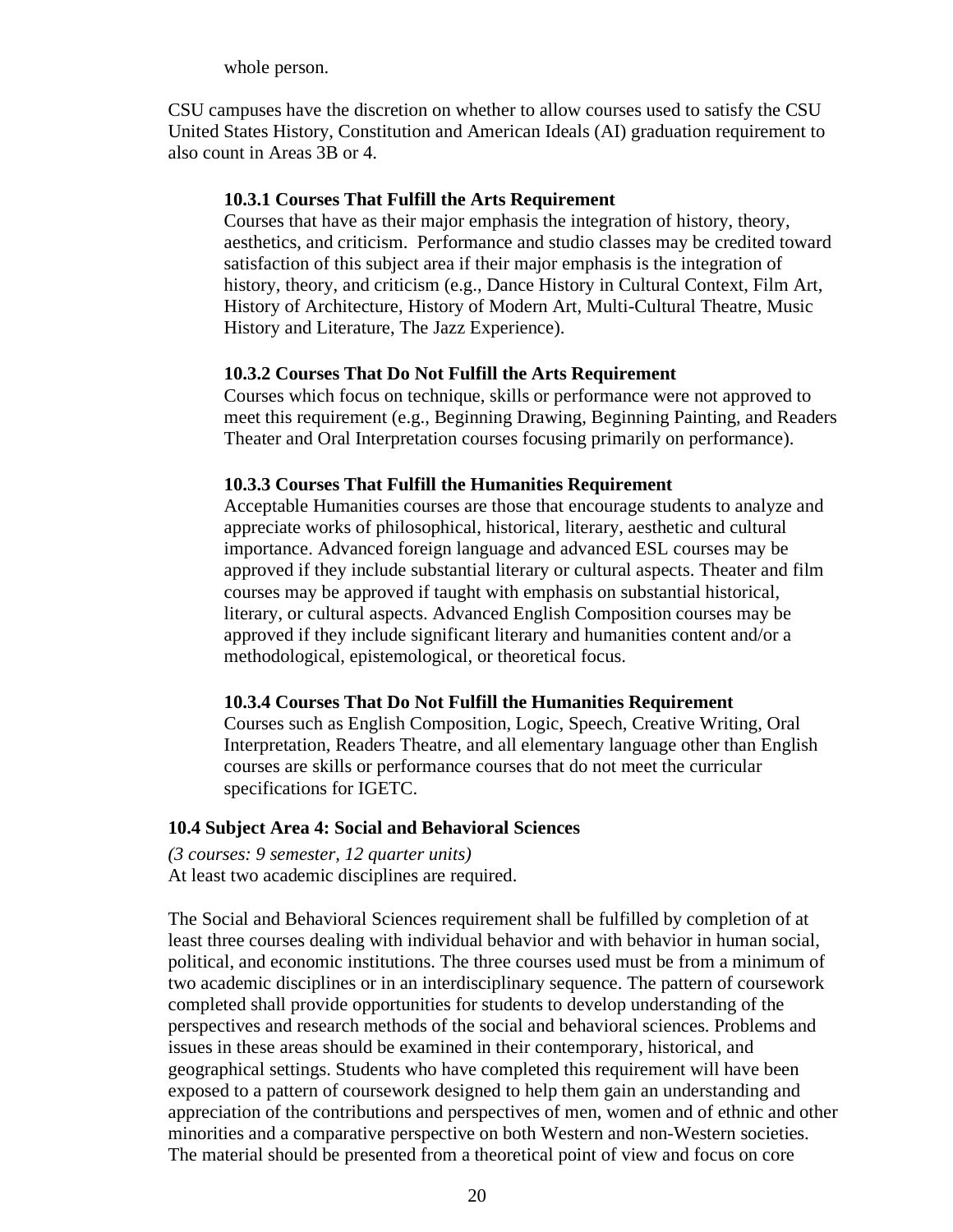whole person.

CSU campuses have the discretion on whether to allow courses used to satisfy the CSU United States History, Constitution and American Ideals (AI) graduation requirement to also count in Areas 3B or 4.

#### 10.3.1 Courses That Fulfill the Arts Requirement

Courses that have as their major emphasis the integration of history, theory, aesthetics, and criticism. Performance and studio classes may be credited toward satisfaction of this subject area if their major emphasis is the integration of history, theory, and criticism (e.g., Dance History in Cultural Context, Film Art, History of Architecture, History of Modern Art, Multi-Cultural Theatre, Music History and Literature, The Jazz Experience).

#### 10.3.2 Courses That Do Not Fulfill the Arts Requirement

Courses which focus on technique, skills or performance were not approved to meet this requirement (e.g., Beginning Drawing, Beginning Painting, and Readers Theater and Oral Interpretation courses focusing primarily on performance).

#### 10.3.3 Courses That Fulfill the Humanities Requirement

Acceptable Humanities courses are those that encourage students to analyze and appreciate works of philosophical, historical, literary, aesthetic and cultural importance. Advanced foreign language and advanced ESL courses may be approved if they include substantial literary or cultural aspects. Theater and film courses may be approved if taught with emphasis on substantial historical, literary, or cultural aspects. Advanced English Composition courses may be approved if they include significant literary and humanities content and/or a methodological, epistemological, or theoretical focus.

#### 10.3.4 Courses That Do Not Fulfill the Humanities Requirement

Courses such as English Composition, Logic, Speech, Creative Writing, Oral Interpretation, Readers Theatre, and all elementary language other than English courses are skills or performance courses that do not meet the curricular specifications for IGETC.

### 10.4 Subject Area 4: Social and Behavioral Sciences

*(3 courses: 9 semester, 12 quarter units)*
At least two academic disciplines are required.

The Social and Behavioral Sciences requirement shall be fulfilled by completion of at least three courses dealing with individual behavior and with behavior in human social, political, and economic institutions. The three courses used must be from a minimum of two academic disciplines or in an interdisciplinary sequence. The pattern of coursework completed shall provide opportunities for students to develop understanding of the perspectives and research methods of the social and behavioral sciences. Problems and issues in these areas should be examined in their contemporary, historical, and geographical settings. Students who have completed this requirement will have been exposed to a pattern of coursework designed to help them gain an understanding and appreciation of the contributions and perspectives of men, women and of ethnic and other minorities and a comparative perspective on both Western and non-Western societies. The material should be presented from a theoretical point of view and focus on core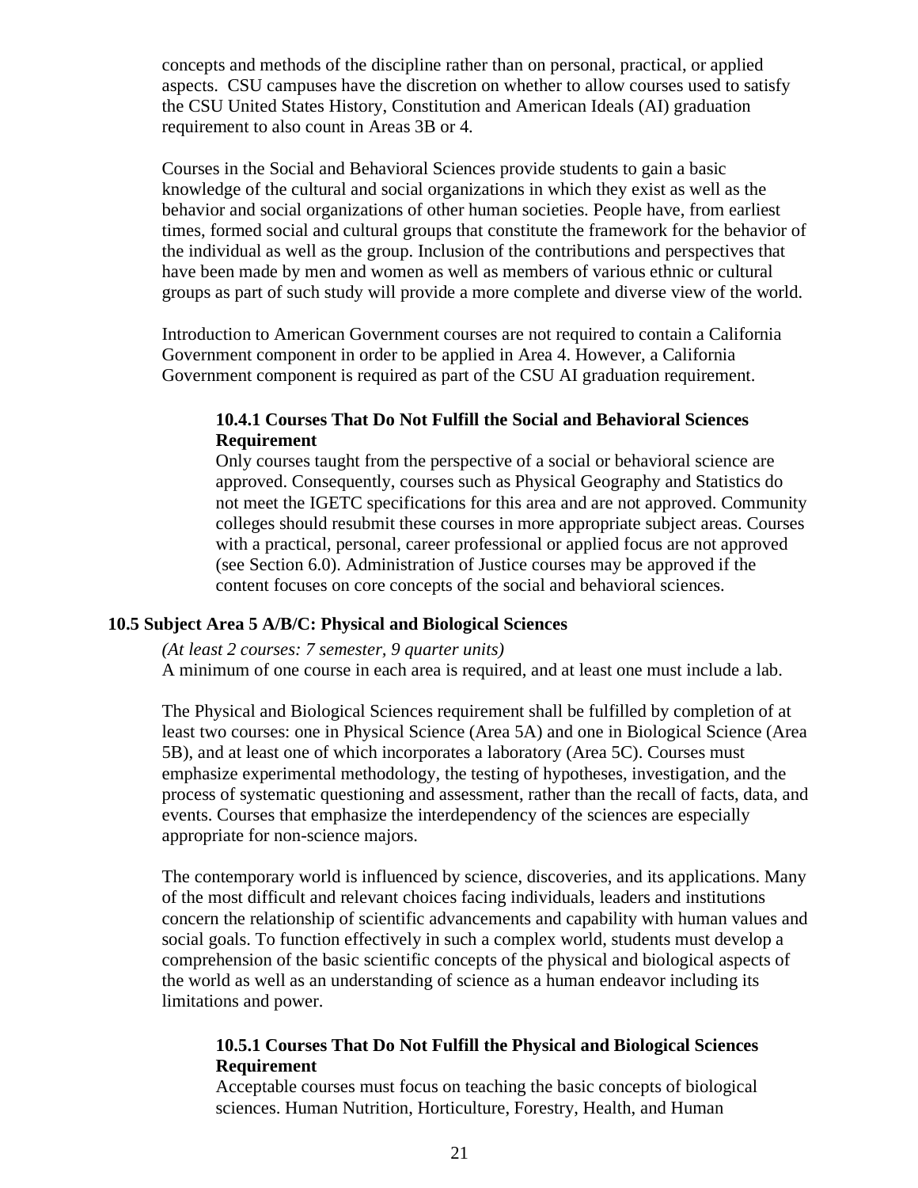concepts and methods of the discipline rather than on personal, practical, or applied aspects. CSU campuses have the discretion on whether to allow courses used to satisfy the CSU United States History, Constitution and American Ideals (AI) graduation requirement to also count in Areas 3B or 4.

Courses in the Social and Behavioral Sciences provide students to gain a basic knowledge of the cultural and social organizations in which they exist as well as the behavior and social organizations of other human societies. People have, from earliest times, formed social and cultural groups that constitute the framework for the behavior of the individual as well as the group. Inclusion of the contributions and perspectives that have been made by men and women as well as members of various ethnic or cultural groups as part of such study will provide a more complete and diverse view of the world.

Introduction to American Government courses are not required to contain a California Government component in order to be applied in Area 4. However, a California Government component is required as part of the CSU AI graduation requirement.

#### 10.4.1 Courses That Do Not Fulfill the Social and Behavioral Sciences Requirement

Only courses taught from the perspective of a social or behavioral science are approved. Consequently, courses such as Physical Geography and Statistics do not meet the IGETC specifications for this area and are not approved. Community colleges should resubmit these courses in more appropriate subject areas. Courses with a practical, personal, career professional or applied focus are not approved (see Section 6.0). Administration of Justice courses may be approved if the content focuses on core concepts of the social and behavioral sciences.

### 10.5 Subject Area 5 A/B/C: Physical and Biological Sciences

*(At least 2 courses: 7 semester, 9 quarter units)*
A minimum of one course in each area is required, and at least one must include a lab.

The Physical and Biological Sciences requirement shall be fulfilled by completion of at least two courses: one in Physical Science (Area 5A) and one in Biological Science (Area 5B), and at least one of which incorporates a laboratory (Area 5C). Courses must emphasize experimental methodology, the testing of hypotheses, investigation, and the process of systematic questioning and assessment, rather than the recall of facts, data, and events. Courses that emphasize the interdependency of the sciences are especially appropriate for non-science majors.

The contemporary world is influenced by science, discoveries, and its applications. Many of the most difficult and relevant choices facing individuals, leaders and institutions concern the relationship of scientific advancements and capability with human values and social goals. To function effectively in such a complex world, students must develop a comprehension of the basic scientific concepts of the physical and biological aspects of the world as well as an understanding of science as a human endeavor including its limitations and power.

#### 10.5.1 Courses That Do Not Fulfill the Physical and Biological Sciences Requirement

Acceptable courses must focus on teaching the basic concepts of biological sciences. Human Nutrition, Horticulture, Forestry, Health, and Human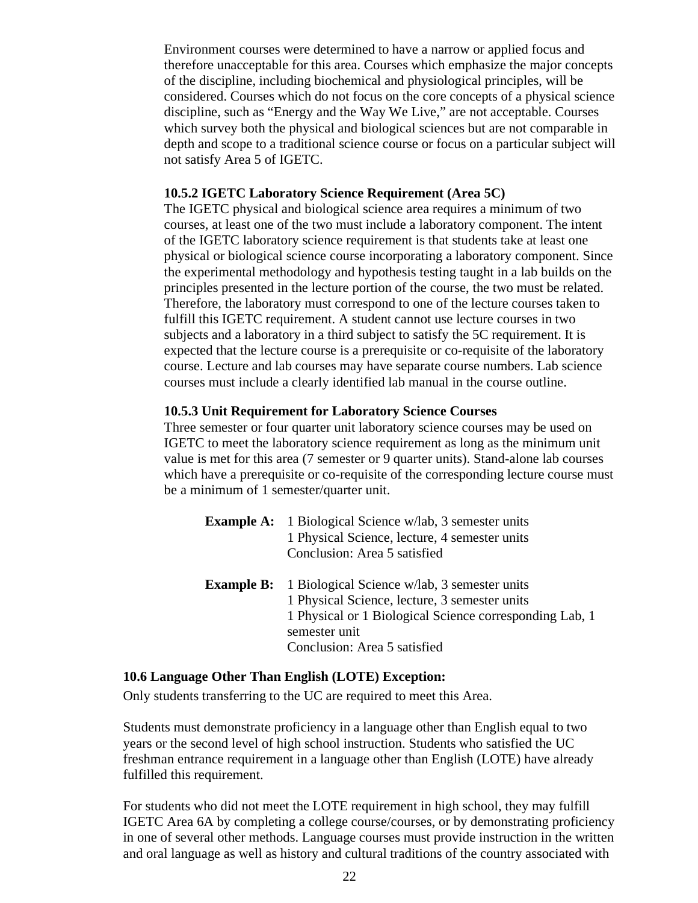Environment courses were determined to have a narrow or applied focus and therefore unacceptable for this area. Courses which emphasize the major concepts of the discipline, including biochemical and physiological principles, will be considered. Courses which do not focus on the core concepts of a physical science discipline, such as "Energy and the Way We Live," are not acceptable. Courses which survey both the physical and biological sciences but are not comparable in depth and scope to a traditional science course or focus on a particular subject will not satisfy Area 5 of IGETC.

### 10.5.2 IGETC Laboratory Science Requirement (Area 5C)

The IGETC physical and biological science area requires a minimum of two courses, at least one of the two must include a laboratory component. The intent of the IGETC laboratory science requirement is that students take at least one physical or biological science course incorporating a laboratory component. Since the experimental methodology and hypothesis testing taught in a lab builds on the principles presented in the lecture portion of the course, the two must be related. Therefore, the laboratory must correspond to one of the lecture courses taken to fulfill this IGETC requirement. A student cannot use lecture courses in two subjects and a laboratory in a third subject to satisfy the 5C requirement. It is expected that the lecture course is a prerequisite or co-requisite of the laboratory course. Lecture and lab courses may have separate course numbers. Lab science courses must include a clearly identified lab manual in the course outline.

### 10.5.3 Unit Requirement for Laboratory Science Courses

Three semester or four quarter unit laboratory science courses may be used on IGETC to meet the laboratory science requirement as long as the minimum unit value is met for this area (7 semester or 9 quarter units). Stand-alone lab courses which have a prerequisite or co-requisite of the corresponding lecture course must be a minimum of 1 semester/quarter unit.

**Example A:** 1 Biological Science w/lab, 3 semester units
1 Physical Science, lecture, 4 semester units
Conclusion: Area 5 satisfied

**Example B:** 1 Biological Science w/lab, 3 semester units
1 Physical Science, lecture, 3 semester units
1 Physical or 1 Biological Science corresponding Lab, 1 semester unit
Conclusion: Area 5 satisfied

## 10.6 Language Other Than English (LOTE) Exception:

Only students transferring to the UC are required to meet this Area.

Students must demonstrate proficiency in a language other than English equal to two years or the second level of high school instruction. Students who satisfied the UC freshman entrance requirement in a language other than English (LOTE) have already fulfilled this requirement.

For students who did not meet the LOTE requirement in high school, they may fulfill IGETC Area 6A by completing a college course/courses, or by demonstrating proficiency in one of several other methods. Language courses must provide instruction in the written and oral language as well as history and cultural traditions of the country associated with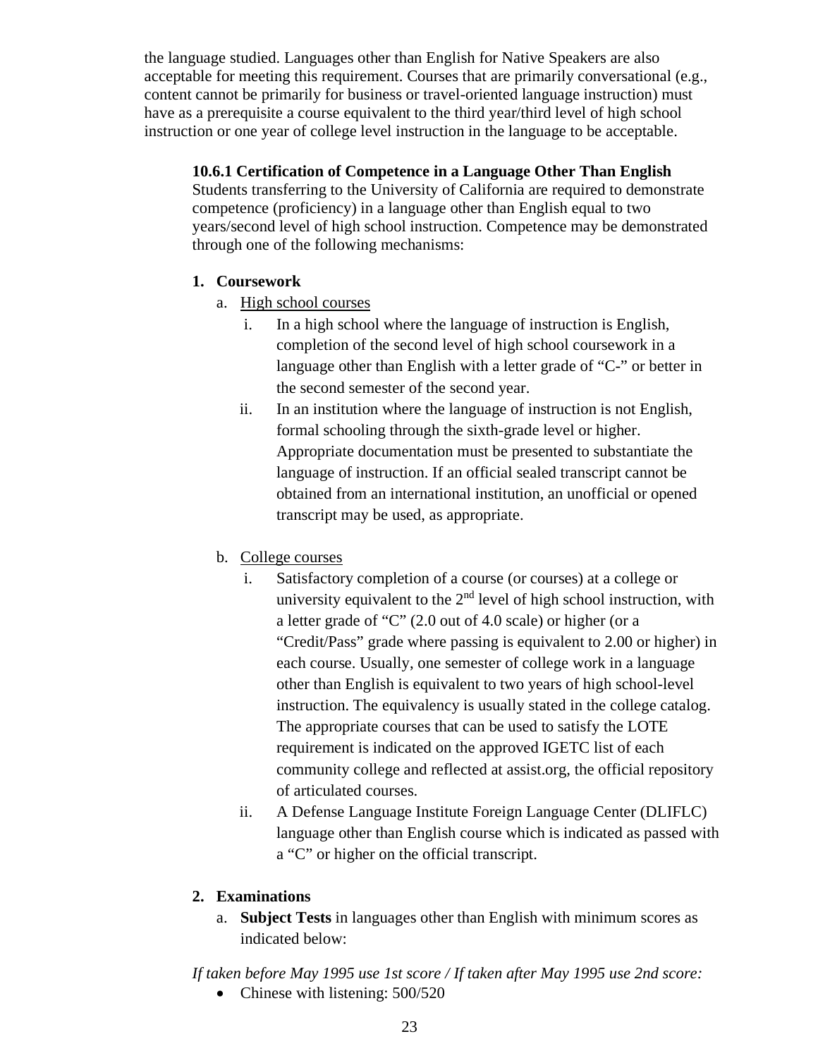the language studied. Languages other than English for Native Speakers are also acceptable for meeting this requirement. Courses that are primarily conversational (e.g., content cannot be primarily for business or travel-oriented language instruction) must have as a prerequisite a course equivalent to the third year/third level of high school instruction or one year of college level instruction in the language to be acceptable.

#### 10.6.1 Certification of Competence in a Language Other Than English

Students transferring to the University of California are required to demonstrate competence (proficiency) in a language other than English equal to two years/second level of high school instruction. Competence may be demonstrated through one of the following mechanisms:

1. **Coursework**
   a. High school courses
      i. In a high school where the language of instruction is English, completion of the second level of high school coursework in a language other than English with a letter grade of "C-" or better in the second semester of the second year.
      ii. In an institution where the language of instruction is not English, formal schooling through the sixth-grade level or higher. Appropriate documentation must be presented to substantiate the language of instruction. If an official sealed transcript cannot be obtained from an international institution, an unofficial or opened transcript may be used, as appropriate.

   b. College courses
      i. Satisfactory completion of a course (or courses) at a college or university equivalent to the 2nd level of high school instruction, with a letter grade of "C" (2.0 out of 4.0 scale) or higher (or a "Credit/Pass" grade where passing is equivalent to 2.00 or higher) in each course. Usually, one semester of college work in a language other than English is equivalent to two years of high school-level instruction. The equivalency is usually stated in the college catalog. The appropriate courses that can be used to satisfy the LOTE requirement is indicated on the approved IGETC list of each community college and reflected at assist.org, the official repository of articulated courses.
      ii. A Defense Language Institute Foreign Language Center (DLIFLC) language other than English course which is indicated as passed with a "C" or higher on the official transcript.

2. **Examinations**
   a. **Subject Tests** in languages other than English with minimum scores as indicated below:

*If taken before May 1995 use 1st score / If taken after May 1995 use 2nd score:*

- Chinese with listening: 500/520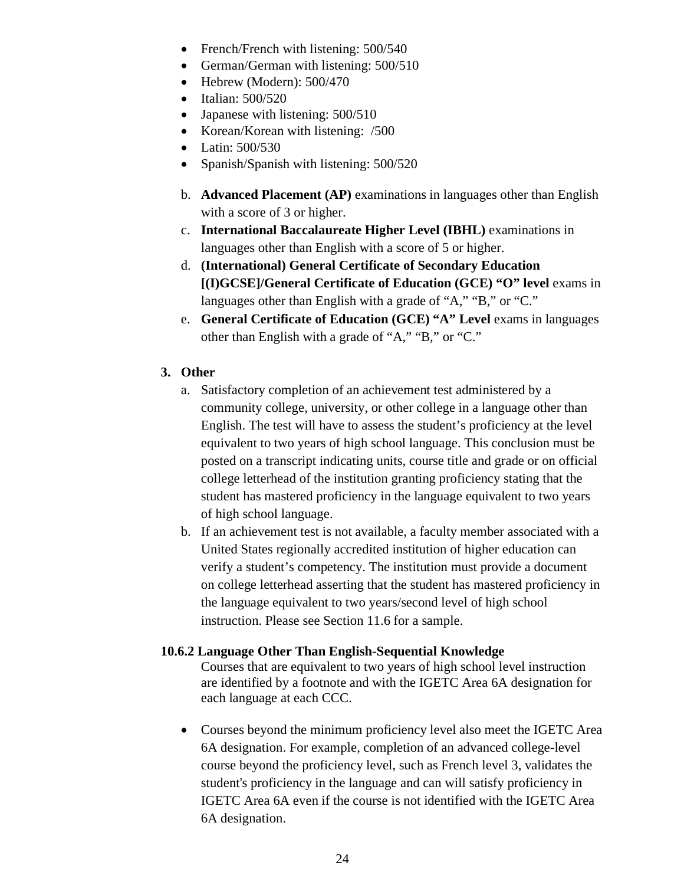- French/French with listening: 500/540
- German/German with listening: 500/510
- Hebrew (Modern): 500/470
- Italian: 500/520
- Japanese with listening: 500/510
- Korean/Korean with listening: /500
- Latin: 500/530
- Spanish/Spanish with listening: 500/520

b. **Advanced Placement (AP)** examinations in languages other than English with a score of 3 or higher.

c. **International Baccalaureate Higher Level (IBHL)** examinations in languages other than English with a score of 5 or higher.

d. **(International) General Certificate of Secondary Education [(I)GCSE]/General Certificate of Education (GCE) "O" level** exams in languages other than English with a grade of "A," "B," or "C."

e. **General Certificate of Education (GCE) "A" Level** exams in languages other than English with a grade of "A," "B," or "C."

**3. Other**

a. Satisfactory completion of an achievement test administered by a community college, university, or other college in a language other than English. The test will have to assess the student's proficiency at the level equivalent to two years of high school language. This conclusion must be posted on a transcript indicating units, course title and grade or on official college letterhead of the institution granting proficiency stating that the student has mastered proficiency in the language equivalent to two years of high school language.

b. If an achievement test is not available, a faculty member associated with a United States regionally accredited institution of higher education can verify a student's competency. The institution must provide a document on college letterhead asserting that the student has mastered proficiency in the language equivalent to two years/second level of high school instruction. Please see Section 11.6 for a sample.

### 10.6.2 Language Other Than English-Sequential Knowledge

Courses that are equivalent to two years of high school level instruction are identified by a footnote and with the IGETC Area 6A designation for each language at each CCC.

- Courses beyond the minimum proficiency level also meet the IGETC Area 6A designation. For example, completion of an advanced college-level course beyond the proficiency level, such as French level 3, validates the student's proficiency in the language and can will satisfy proficiency in IGETC Area 6A even if the course is not identified with the IGETC Area 6A designation.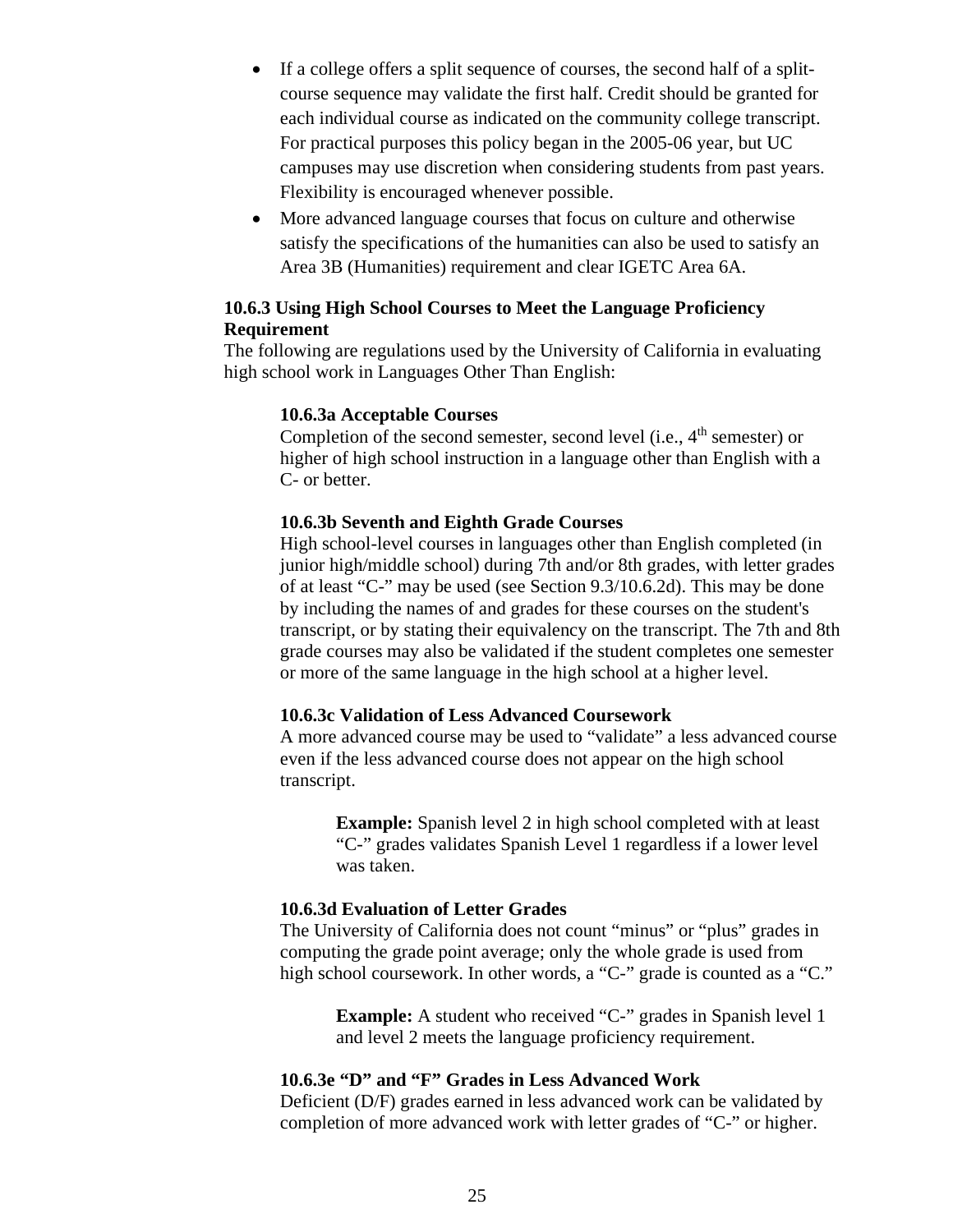- If a college offers a split sequence of courses, the second half of a split-course sequence may validate the first half. Credit should be granted for each individual course as indicated on the community college transcript. For practical purposes this policy began in the 2005-06 year, but UC campuses may use discretion when considering students from past years. Flexibility is encouraged whenever possible.
- More advanced language courses that focus on culture and otherwise satisfy the specifications of the humanities can also be used to satisfy an Area 3B (Humanities) requirement and clear IGETC Area 6A.

### 10.6.3 Using High School Courses to Meet the Language Proficiency Requirement

The following are regulations used by the University of California in evaluating high school work in Languages Other Than English:

#### 10.6.3a Acceptable Courses

Completion of the second semester, second level (i.e., 4th semester) or higher of high school instruction in a language other than English with a C- or better.

#### 10.6.3b Seventh and Eighth Grade Courses

High school-level courses in languages other than English completed (in junior high/middle school) during 7th and/or 8th grades, with letter grades of at least "C-" may be used (see Section 9.3/10.6.2d). This may be done by including the names of and grades for these courses on the student's transcript, or by stating their equivalency on the transcript. The 7th and 8th grade courses may also be validated if the student completes one semester or more of the same language in the high school at a higher level.

#### 10.6.3c Validation of Less Advanced Coursework

A more advanced course may be used to "validate" a less advanced course even if the less advanced course does not appear on the high school transcript.

> **Example:** Spanish level 2 in high school completed with at least "C-" grades validates Spanish Level 1 regardless if a lower level was taken.

#### 10.6.3d Evaluation of Letter Grades

The University of California does not count "minus" or "plus" grades in computing the grade point average; only the whole grade is used from high school coursework. In other words, a "C-" grade is counted as a "C."

> **Example:** A student who received "C-" grades in Spanish level 1 and level 2 meets the language proficiency requirement.

#### 10.6.3e "D" and "F" Grades in Less Advanced Work

Deficient (D/F) grades earned in less advanced work can be validated by completion of more advanced work with letter grades of "C-" or higher.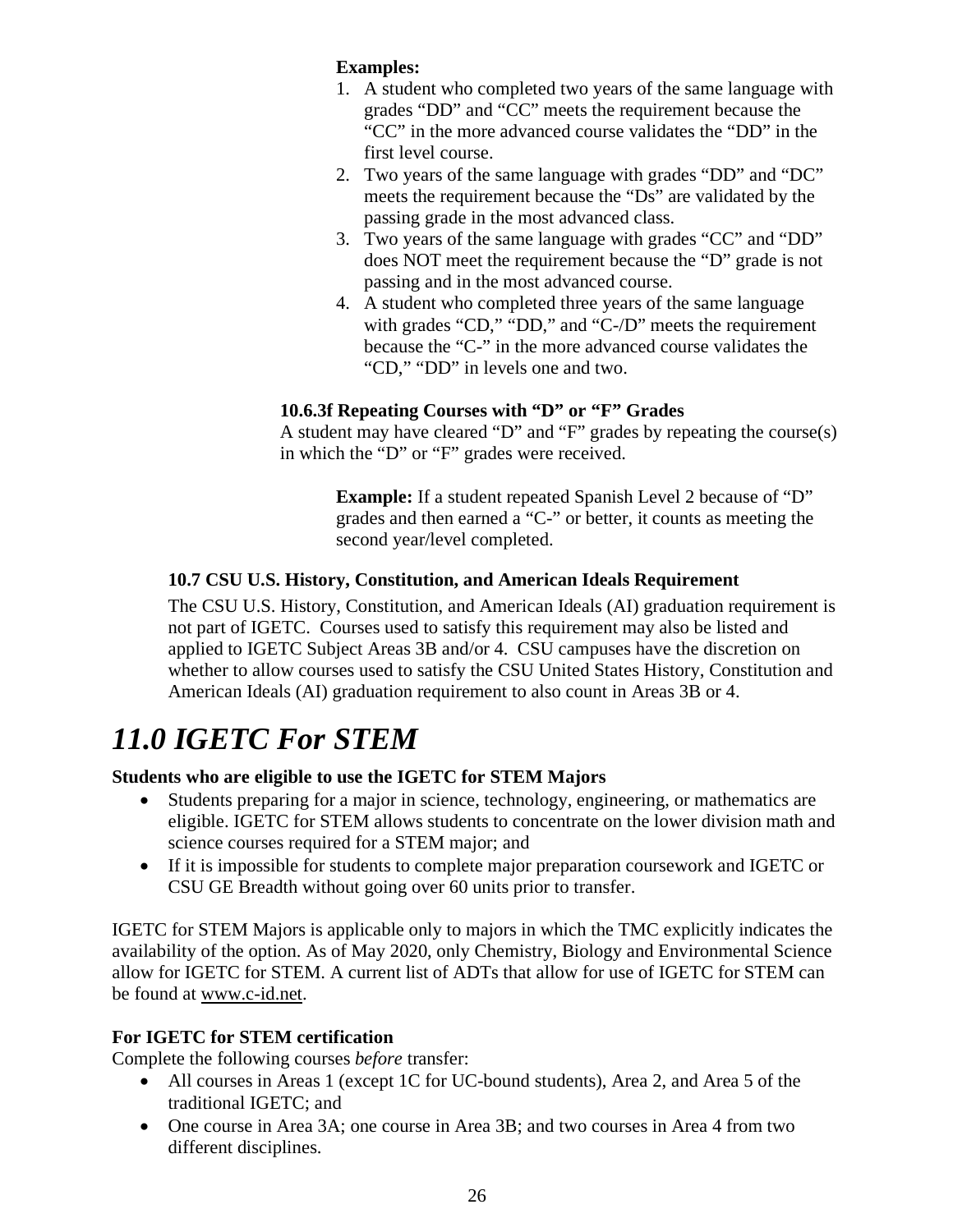**Examples:**

1. A student who completed two years of the same language with grades "DD" and "CC" meets the requirement because the "CC" in the more advanced course validates the "DD" in the first level course.
2. Two years of the same language with grades "DD" and "DC" meets the requirement because the "Ds" are validated by the passing grade in the most advanced class.
3. Two years of the same language with grades "CC" and "DD" does NOT meet the requirement because the "D" grade is not passing and in the most advanced course.
4. A student who completed three years of the same language with grades "CD," "DD," and "C-/D" meets the requirement because the "C-" in the more advanced course validates the "CD," "DD" in levels one and two.

#### 10.6.3f Repeating Courses with "D" or "F" Grades

A student may have cleared "D" and "F" grades by repeating the course(s) in which the "D" or "F" grades were received.

**Example:** If a student repeated Spanish Level 2 because of "D" grades and then earned a "C-" or better, it counts as meeting the second year/level completed.

### 10.7 CSU U.S. History, Constitution, and American Ideals Requirement

The CSU U.S. History, Constitution, and American Ideals (AI) graduation requirement is not part of IGETC. Courses used to satisfy this requirement may also be listed and applied to IGETC Subject Areas 3B and/or 4. CSU campuses have the discretion on whether to allow courses used to satisfy the CSU United States History, Constitution and American Ideals (AI) graduation requirement to also count in Areas 3B or 4.

# *11.0 IGETC For STEM*

**Students who are eligible to use the IGETC for STEM Majors**

- Students preparing for a major in science, technology, engineering, or mathematics are eligible. IGETC for STEM allows students to concentrate on the lower division math and science courses required for a STEM major; and
- If it is impossible for students to complete major preparation coursework and IGETC or CSU GE Breadth without going over 60 units prior to transfer.

IGETC for STEM Majors is applicable only to majors in which the TMC explicitly indicates the availability of the option. As of May 2020, only Chemistry, Biology and Environmental Science allow for IGETC for STEM. A current list of ADTs that allow for use of IGETC for STEM can be found at www.c-id.net.

**For IGETC for STEM certification**

Complete the following courses *before* transfer:

- All courses in Areas 1 (except 1C for UC-bound students), Area 2, and Area 5 of the traditional IGETC; and
- One course in Area 3A; one course in Area 3B; and two courses in Area 4 from two different disciplines.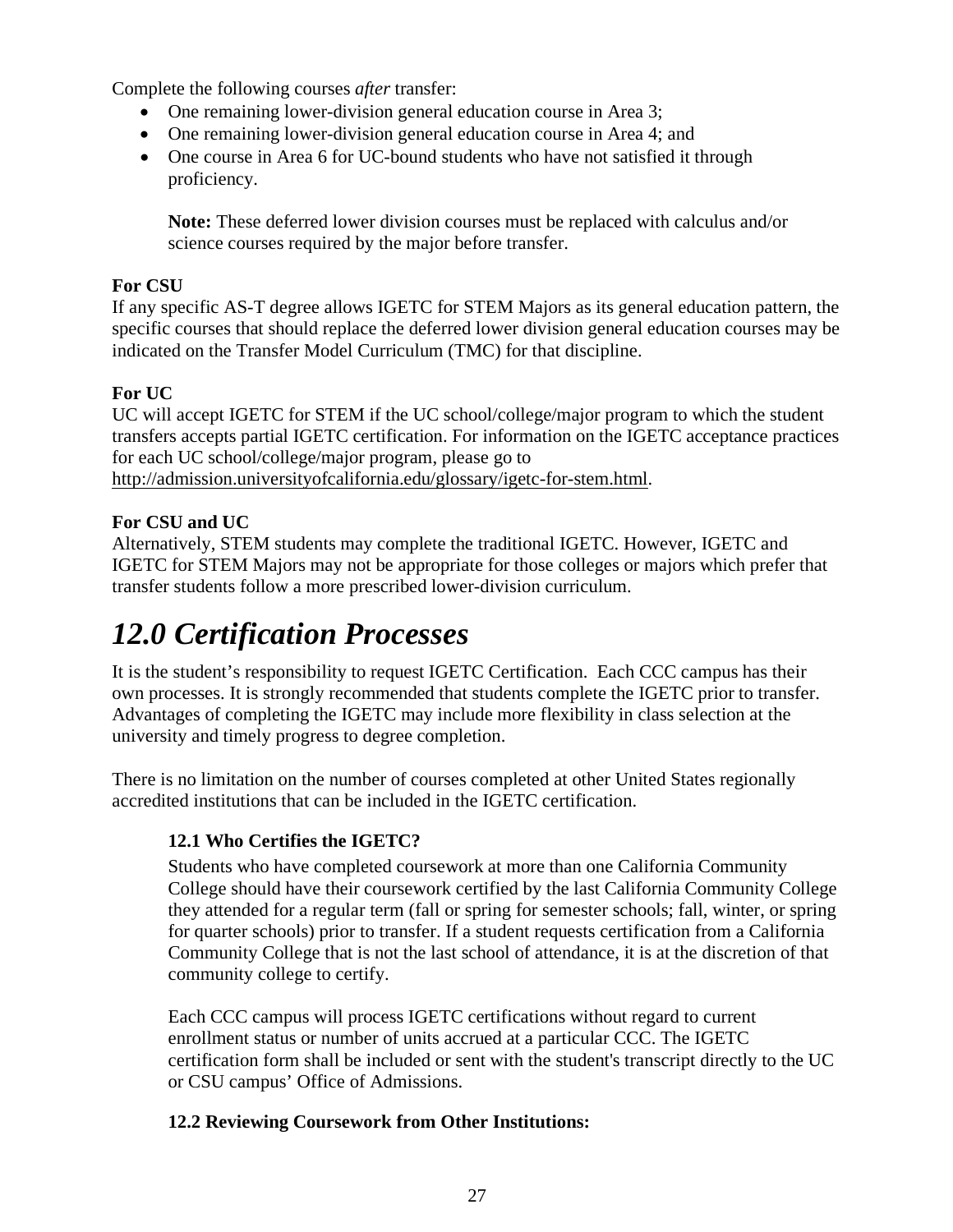Complete the following courses *after* transfer:

- One remaining lower-division general education course in Area 3;
- One remaining lower-division general education course in Area 4; and
- One course in Area 6 for UC-bound students who have not satisfied it through proficiency.

  **Note:** These deferred lower division courses must be replaced with calculus and/or science courses required by the major before transfer.

**For CSU**

If any specific AS-T degree allows IGETC for STEM Majors as its general education pattern, the specific courses that should replace the deferred lower division general education courses may be indicated on the Transfer Model Curriculum (TMC) for that discipline.

**For UC**

UC will accept IGETC for STEM if the UC school/college/major program to which the student transfers accepts partial IGETC certification. For information on the IGETC acceptance practices for each UC school/college/major program, please go to http://admission.universityofcalifornia.edu/glossary/igetc-for-stem.html.

**For CSU and UC**

Alternatively, STEM students may complete the traditional IGETC. However, IGETC and IGETC for STEM Majors may not be appropriate for those colleges or majors which prefer that transfer students follow a more prescribed lower-division curriculum.

# *12.0 Certification Processes*

It is the student's responsibility to request IGETC Certification. Each CCC campus has their own processes. It is strongly recommended that students complete the IGETC prior to transfer. Advantages of completing the IGETC may include more flexibility in class selection at the university and timely progress to degree completion.

There is no limitation on the number of courses completed at other United States regionally accredited institutions that can be included in the IGETC certification.

### 12.1 Who Certifies the IGETC?

Students who have completed coursework at more than one California Community College should have their coursework certified by the last California Community College they attended for a regular term (fall or spring for semester schools; fall, winter, or spring for quarter schools) prior to transfer. If a student requests certification from a California Community College that is not the last school of attendance, it is at the discretion of that community college to certify.

Each CCC campus will process IGETC certifications without regard to current enrollment status or number of units accrued at a particular CCC. The IGETC certification form shall be included or sent with the student's transcript directly to the UC or CSU campus' Office of Admissions.

### 12.2 Reviewing Coursework from Other Institutions: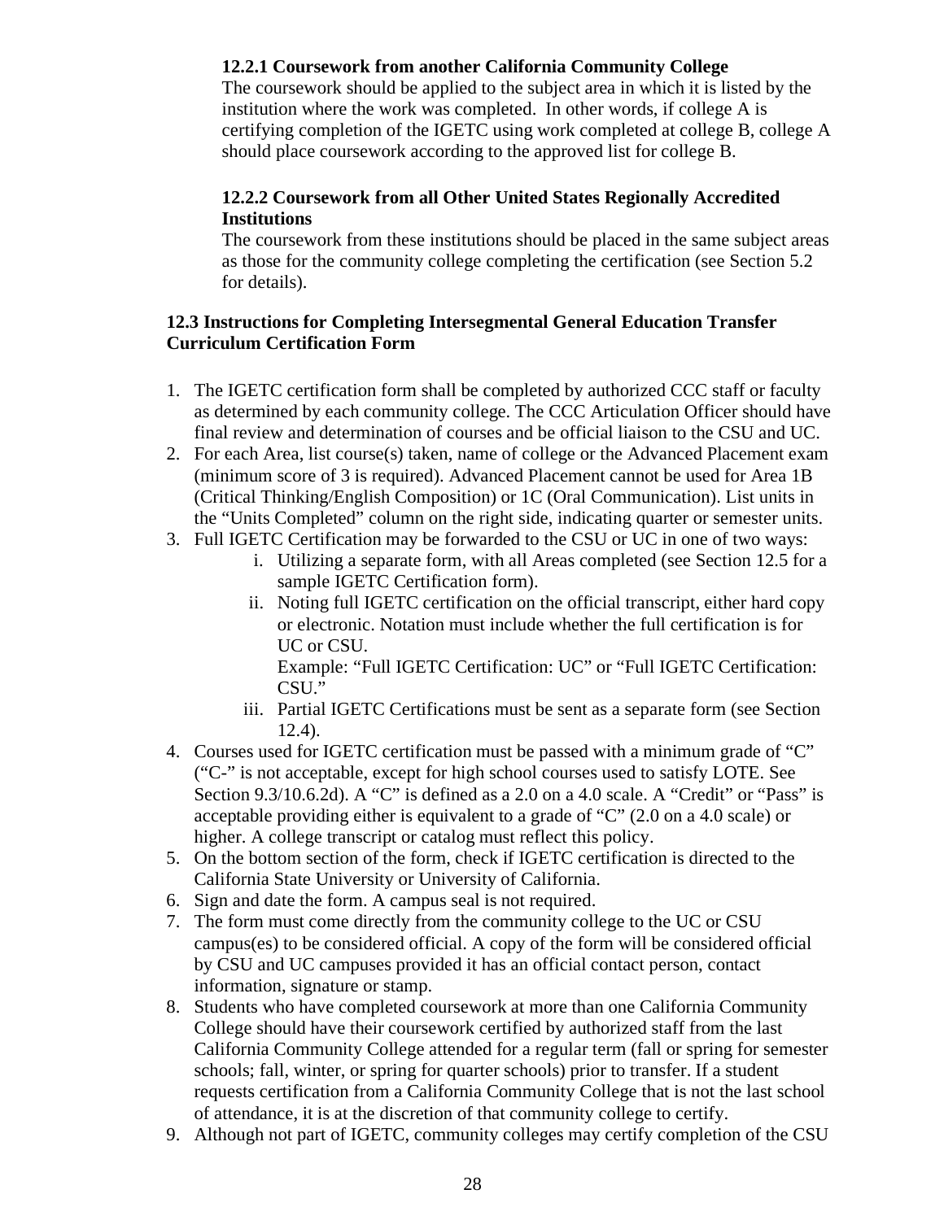#### 12.2.1 Coursework from another California Community College

The coursework should be applied to the subject area in which it is listed by the institution where the work was completed. In other words, if college A is certifying completion of the IGETC using work completed at college B, college A should place coursework according to the approved list for college B.

#### 12.2.2 Coursework from all Other United States Regionally Accredited Institutions

The coursework from these institutions should be placed in the same subject areas as those for the community college completing the certification (see Section 5.2 for details).

### 12.3 Instructions for Completing Intersegmental General Education Transfer Curriculum Certification Form

1. The IGETC certification form shall be completed by authorized CCC staff or faculty as determined by each community college. The CCC Articulation Officer should have final review and determination of courses and be official liaison to the CSU and UC.
2. For each Area, list course(s) taken, name of college or the Advanced Placement exam (minimum score of 3 is required). Advanced Placement cannot be used for Area 1B (Critical Thinking/English Composition) or 1C (Oral Communication). List units in the "Units Completed" column on the right side, indicating quarter or semester units.
3. Full IGETC Certification may be forwarded to the CSU or UC in one of two ways:
   i. Utilizing a separate form, with all Areas completed (see Section 12.5 for a sample IGETC Certification form).
   ii. Noting full IGETC certification on the official transcript, either hard copy or electronic. Notation must include whether the full certification is for UC or CSU.
   Example: "Full IGETC Certification: UC" or "Full IGETC Certification: CSU."
   iii. Partial IGETC Certifications must be sent as a separate form (see Section 12.4).
4. Courses used for IGETC certification must be passed with a minimum grade of "C" ("C-" is not acceptable, except for high school courses used to satisfy LOTE. See Section 9.3/10.6.2d). A "C" is defined as a 2.0 on a 4.0 scale. A "Credit" or "Pass" is acceptable providing either is equivalent to a grade of "C" (2.0 on a 4.0 scale) or higher. A college transcript or catalog must reflect this policy.
5. On the bottom section of the form, check if IGETC certification is directed to the California State University or University of California.
6. Sign and date the form. A campus seal is not required.
7. The form must come directly from the community college to the UC or CSU campus(es) to be considered official. A copy of the form will be considered official by CSU and UC campuses provided it has an official contact person, contact information, signature or stamp.
8. Students who have completed coursework at more than one California Community College should have their coursework certified by authorized staff from the last California Community College attended for a regular term (fall or spring for semester schools; fall, winter, or spring for quarter schools) prior to transfer. If a student requests certification from a California Community College that is not the last school of attendance, it is at the discretion of that community college to certify.
9. Although not part of IGETC, community colleges may certify completion of the CSU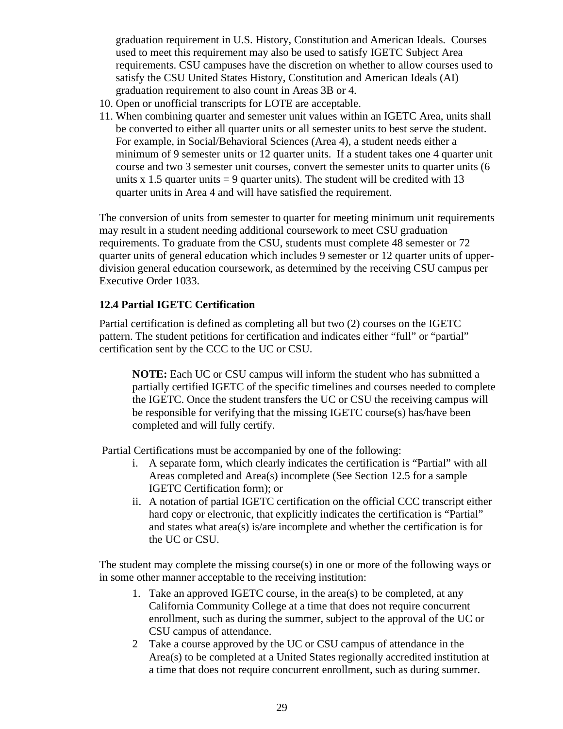graduation requirement in U.S. History, Constitution and American Ideals. Courses used to meet this requirement may also be used to satisfy IGETC Subject Area requirements. CSU campuses have the discretion on whether to allow courses used to satisfy the CSU United States History, Constitution and American Ideals (AI) graduation requirement to also count in Areas 3B or 4.

10. Open or unofficial transcripts for LOTE are acceptable.
11. When combining quarter and semester unit values within an IGETC Area, units shall be converted to either all quarter units or all semester units to best serve the student. For example, in Social/Behavioral Sciences (Area 4), a student needs either a minimum of 9 semester units or 12 quarter units. If a student takes one 4 quarter unit course and two 3 semester unit courses, convert the semester units to quarter units (6 units x 1.5 quarter units = 9 quarter units). The student will be credited with 13 quarter units in Area 4 and will have satisfied the requirement.

The conversion of units from semester to quarter for meeting minimum unit requirements may result in a student needing additional coursework to meet CSU graduation requirements. To graduate from the CSU, students must complete 48 semester or 72 quarter units of general education which includes 9 semester or 12 quarter units of upper-division general education coursework, as determined by the receiving CSU campus per Executive Order 1033.

### 12.4 Partial IGETC Certification

Partial certification is defined as completing all but two (2) courses on the IGETC pattern. The student petitions for certification and indicates either "full" or "partial" certification sent by the CCC to the UC or CSU.

> **NOTE:** Each UC or CSU campus will inform the student who has submitted a partially certified IGETC of the specific timelines and courses needed to complete the IGETC. Once the student transfers the UC or CSU the receiving campus will be responsible for verifying that the missing IGETC course(s) has/have been completed and will fully certify.

Partial Certifications must be accompanied by one of the following:

- i. A separate form, which clearly indicates the certification is "Partial" with all Areas completed and Area(s) incomplete (See Section 12.5 for a sample IGETC Certification form); or
- ii. A notation of partial IGETC certification on the official CCC transcript either hard copy or electronic, that explicitly indicates the certification is "Partial" and states what area(s) is/are incomplete and whether the certification is for the UC or CSU.

The student may complete the missing course(s) in one or more of the following ways or in some other manner acceptable to the receiving institution:

1. Take an approved IGETC course, in the area(s) to be completed, at any California Community College at a time that does not require concurrent enrollment, such as during the summer, subject to the approval of the UC or CSU campus of attendance.
2. Take a course approved by the UC or CSU campus of attendance in the Area(s) to be completed at a United States regionally accredited institution at a time that does not require concurrent enrollment, such as during summer.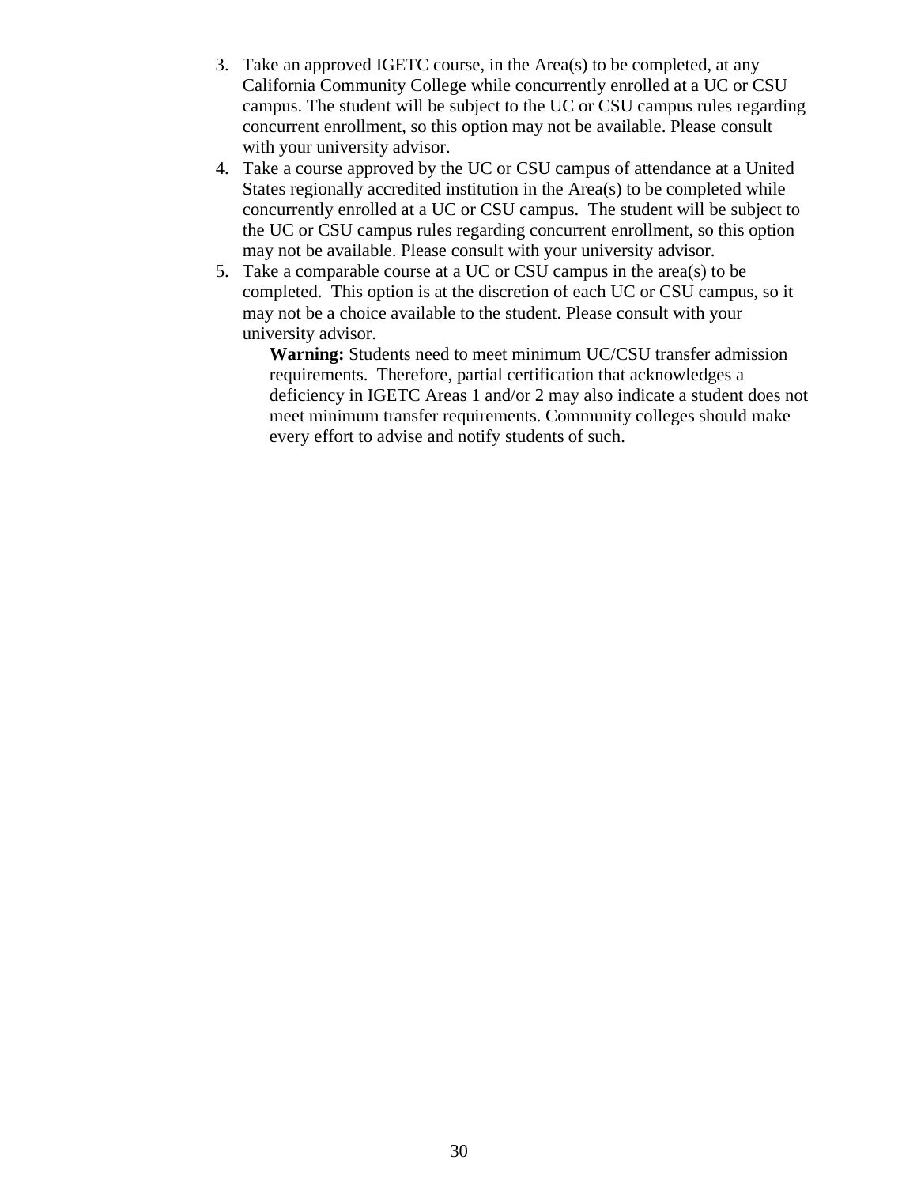3. Take an approved IGETC course, in the Area(s) to be completed, at any California Community College while concurrently enrolled at a UC or CSU campus. The student will be subject to the UC or CSU campus rules regarding concurrent enrollment, so this option may not be available. Please consult with your university advisor.
4. Take a course approved by the UC or CSU campus of attendance at a United States regionally accredited institution in the Area(s) to be completed while concurrently enrolled at a UC or CSU campus. The student will be subject to the UC or CSU campus rules regarding concurrent enrollment, so this option may not be available. Please consult with your university advisor.
5. Take a comparable course at a UC or CSU campus in the area(s) to be completed. This option is at the discretion of each UC or CSU campus, so it may not be a choice available to the student. Please consult with your university advisor.

   **Warning:** Students need to meet minimum UC/CSU transfer admission requirements. Therefore, partial certification that acknowledges a deficiency in IGETC Areas 1 and/or 2 may also indicate a student does not meet minimum transfer requirements. Community colleges should make every effort to advise and notify students of such.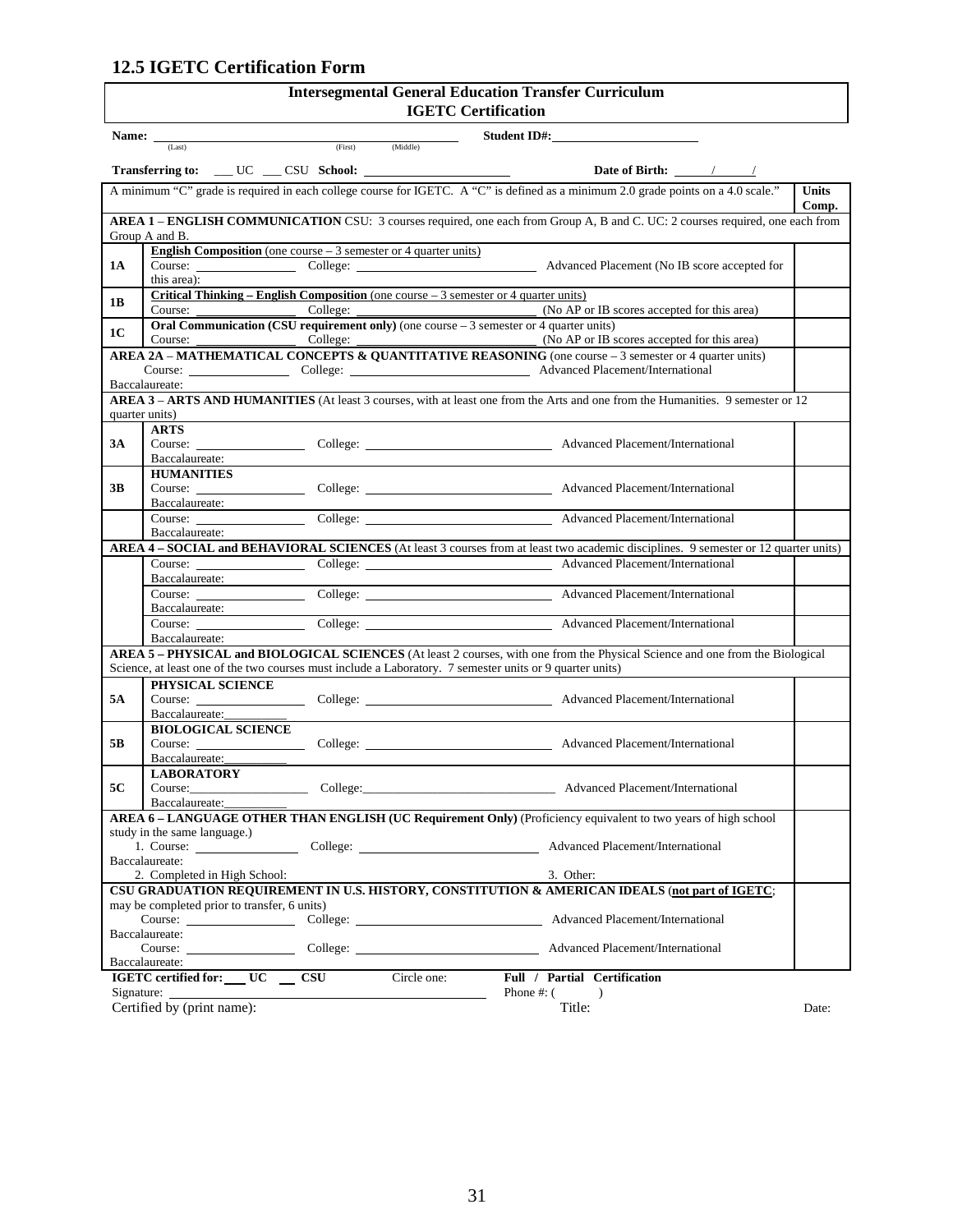## 12.5 IGETC Certification Form

**Intersegmental General Education Transfer Curriculum**
**IGETC Certification**

**Name:** ______________________ (Last) (First) (Middle) **Student ID#:** ______________________

**Transferring to:** ___ UC ___ CSU **School:** ______________________ **Date of Birth:** ____/____/____

| | A minimum "C" grade is required in each college course for IGETC. A "C" is defined as a minimum 2.0 grade points on a 4.0 scale." | **Units Comp.** |
|---|---|---|
| | **AREA 1 – ENGLISH COMMUNICATION** CSU: 3 courses required, one each from Group A, B and C. UC: 2 courses required, one each from Group A and B. | |
| **1A** | **English Composition** (one course – 3 semester or 4 quarter units) Course: ________ College: ________ Advanced Placement (No IB score accepted for this area): | |
| **1B** | **Critical Thinking – English Composition** (one course – 3 semester or 4 quarter units) Course: ________ College: ________ (No AP or IB scores accepted for this area) | |
| **1C** | **Oral Communication (CSU requirement only)** (one course – 3 semester or 4 quarter units) Course: ________ College: ________ (No AP or IB scores accepted for this area) | |
| | **AREA 2A – MATHEMATICAL CONCEPTS & QUANTITATIVE REASONING** (one course – 3 semester or 4 quarter units) Course: ________ College: ________ Advanced Placement/International Baccalaureate: | |
| | **AREA 3 – ARTS AND HUMANITIES** (At least 3 courses, with at least one from the Arts and one from the Humanities. 9 semester or 12 quarter units) | |
| **3A** | **ARTS** Course: ________ College: ________ Advanced Placement/International Baccalaureate: | |
| **3B** | **HUMANITIES** Course: ________ College: ________ Advanced Placement/International Baccalaureate: | |
| | Course: ________ College: ________ Advanced Placement/International Baccalaureate: | |
| | **AREA 4 – SOCIAL and BEHAVIORAL SCIENCES** (At least 3 courses from at least two academic disciplines. 9 semester or 12 quarter units) | |
| | Course: ________ College: ________ Advanced Placement/International Baccalaureate: | |
| | Course: ________ College: ________ Advanced Placement/International Baccalaureate: | |
| | Course: ________ College: ________ Advanced Placement/International Baccalaureate: | |
| | **AREA 5 – PHYSICAL and BIOLOGICAL SCIENCES** (At least 2 courses, with one from the Physical Science and one from the Biological Science, at least one of the two courses must include a Laboratory. 7 semester units or 9 quarter units) | |
| **5A** | **PHYSICAL SCIENCE** Course: ________ College: ________ Advanced Placement/International Baccalaureate: ________ | |
| **5B** | **BIOLOGICAL SCIENCE** Course: ________ College: ________ Advanced Placement/International Baccalaureate: ________ | |
| **5C** | **LABORATORY** Course: ________ College: ________ Advanced Placement/International Baccalaureate: ________ | |
| | **AREA 6 – LANGUAGE OTHER THAN ENGLISH (UC Requirement Only)** (Proficiency equivalent to two years of high school study in the same language.) 1. Course: ________ College: ________ Advanced Placement/International Baccalaureate: 2. Completed in High School: 3. Other: | |
| | **CSU GRADUATION REQUIREMENT IN U.S. HISTORY, CONSTITUTION & AMERICAN IDEALS** (**not part of IGETC**; may be completed prior to transfer, 6 units) Course: ________ College: ________ Advanced Placement/International Baccalaureate: Course: ________ College: ________ Advanced Placement/International Baccalaureate: | |

**IGETC certified for:** ___ **UC** ___ **CSU** Circle one: **Full / Partial Certification**

Signature: ______________________ Phone #: ( )

Certified by (print name): Title: Date: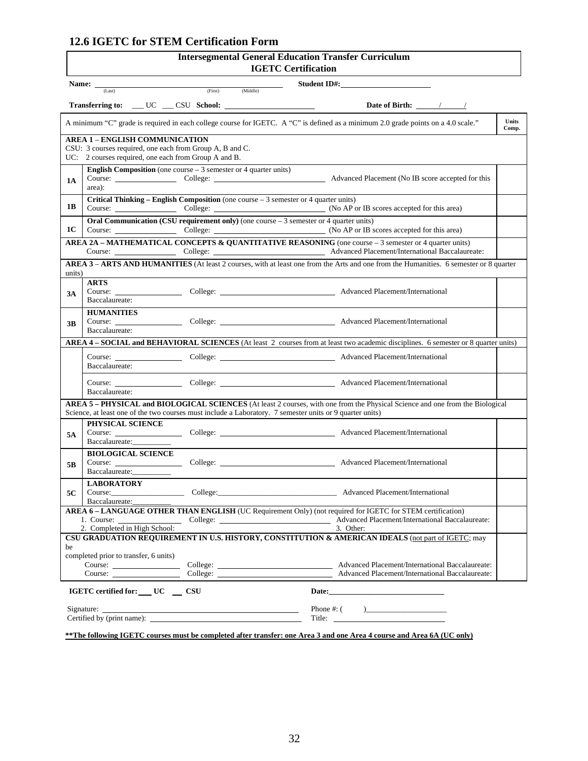## 12.6 IGETC for STEM Certification Form

**Intersegmental General Education Transfer Curriculum**
**IGETC Certification**

**Name:** ______________________________ (Last) (First) (Middle) **Student ID#:** ______________________

**Transferring to:** ___ UC ___ CSU **School:** ______________________ **Date of Birth:** _____/_____/

| | A minimum "C" grade is required in each college course for IGETC. A "C" is defined as a minimum 2.0 grade points on a 4.0 scale." | Units Comp. |
|---|---|---|
| | **AREA 1 – ENGLISH COMMUNICATION**<br>CSU: 3 courses required, one each from Group A, B and C.<br>UC: 2 courses required, one each from Group A and B. | |
| **1A** | **English Composition** (one course – 3 semester or 4 quarter units)<br>Course: ______________ College: ______________________ Advanced Placement (No IB score accepted for this area): | |
| **1B** | **Critical Thinking – English Composition** (one course – 3 semester or 4 quarter units)<br>Course: ______________ College: ______________________ (No AP or IB scores accepted for this area) | |
| **1C** | **Oral Communication (CSU requirement only)** (one course – 3 semester or 4 quarter units)<br>Course: ______________ College: ______________________ (No AP or IB scores accepted for this area) | |
| | **AREA 2A – MATHEMATICAL CONCEPTS & QUANTITATIVE REASONING** (one course – 3 semester or 4 quarter units)<br>Course: ______________ College: ______________________ Advanced Placement/International Baccalaureate: | |
| | **AREA 3 – ARTS AND HUMANITIES** (At least 2 courses, with at least one from the Arts and one from the Humanities. 6 semester or 8 quarter units) | |
| **3A** | **ARTS**<br>Course: ______________ College: ______________________ Advanced Placement/International Baccalaureate: | |
| **3B** | **HUMANITIES**<br>Course: ______________ College: ______________________ Advanced Placement/International Baccalaureate: | |
| | **AREA 4 – SOCIAL and BEHAVIORAL SCIENCES** (At least 2 courses from at least two academic disciplines. 6 semester or 8 quarter units) | |
| | Course: ______________ College: ______________________ Advanced Placement/International Baccalaureate: | |
| | Course: ______________ College: ______________________ Advanced Placement/International Baccalaureate: | |
| | **AREA 5 – PHYSICAL and BIOLOGICAL SCIENCES** (At least 2 courses, with one from the Physical Science and one from the Biological Science, at least one of the two courses must include a Laboratory. 7 semester units or 9 quarter units) | |
| **5A** | **PHYSICAL SCIENCE**<br>Course: ______________ College: ______________________ Advanced Placement/International Baccalaureate:__________ | |
| **5B** | **BIOLOGICAL SCIENCE**<br>Course: ______________ College: ______________________ Advanced Placement/International Baccalaureate:__________ | |
| **5C** | **LABORATORY**<br>Course:______________ College:______________________ Advanced Placement/International Baccalaureate:__________ | |
| | **AREA 6 – LANGUAGE OTHER THAN ENGLISH** (UC Requirement Only) (not required for IGETC for STEM certification)<br>1. Course: ______________ College: ______________________ Advanced Placement/International Baccalaureate:<br>2. Completed in High School: 3. Other: | |
| | **CSU GRADUATION REQUIREMENT IN U.S. HISTORY, CONSTITUTION & AMERICAN IDEALS** (not part of IGETC; may be completed prior to transfer, 6 units)<br>Course: ______________ College: ______________________ Advanced Placement/International Baccalaureate:<br>Course: ______________ College: ______________________ Advanced Placement/International Baccalaureate: | |

**IGETC certified for:** ___ UC ___ **CSU** **Date:**______________________

Signature: ______________________________ Phone #: ( )__________________
Certified by (print name): ______________________________ Title: ______________________

**\*\*The following IGETC courses must be completed after transfer: one Area 3 and one Area 4 course and Area 6A (UC only)**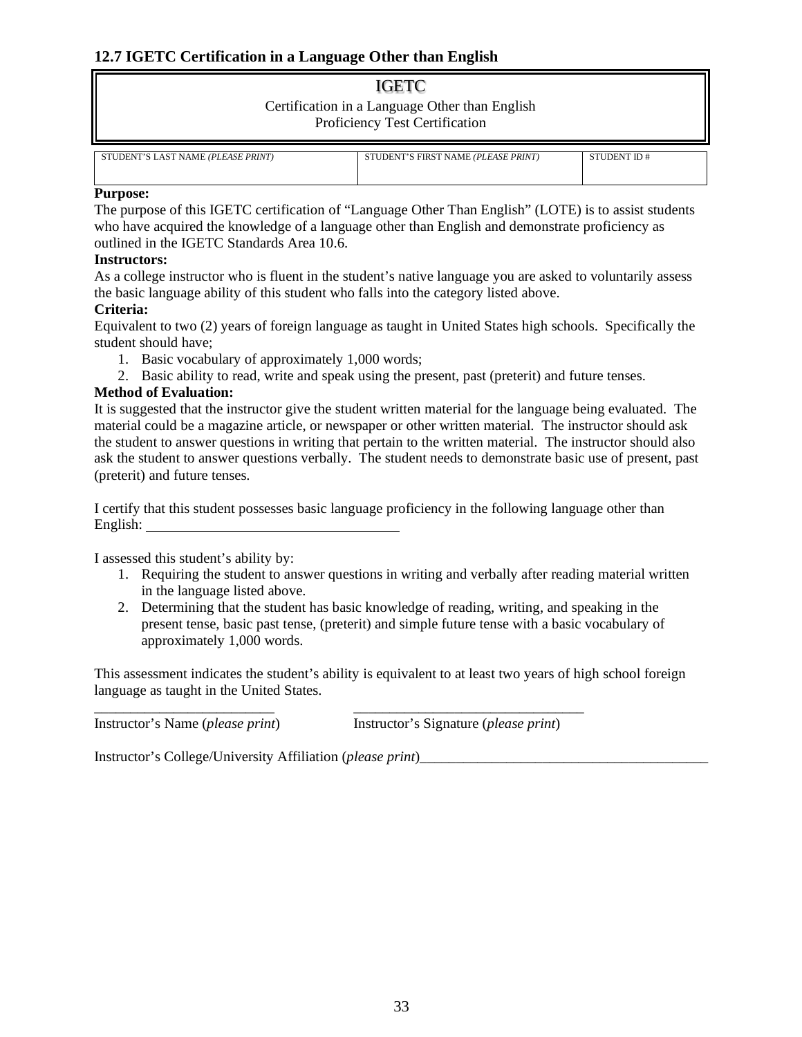### 12.7 IGETC Certification in a Language Other than English

**IGETC**

Certification in a Language Other than English
Proficiency Test Certification

| STUDENT'S LAST NAME *(PLEASE PRINT)* | STUDENT'S FIRST NAME *(PLEASE PRINT)* | STUDENT ID # |
|---|---|---|
| | | |

**Purpose:**

The purpose of this IGETC certification of "Language Other Than English" (LOTE) is to assist students who have acquired the knowledge of a language other than English and demonstrate proficiency as outlined in the IGETC Standards Area 10.6.

**Instructors:**

As a college instructor who is fluent in the student's native language you are asked to voluntarily assess the basic language ability of this student who falls into the category listed above.

**Criteria:**

Equivalent to two (2) years of foreign language as taught in United States high schools. Specifically the student should have;

1. Basic vocabulary of approximately 1,000 words;
2. Basic ability to read, write and speak using the present, past (preterit) and future tenses.

**Method of Evaluation:**

It is suggested that the instructor give the student written material for the language being evaluated. The material could be a magazine article, or newspaper or other written material. The instructor should ask the student to answer questions in writing that pertain to the written material. The instructor should also ask the student to answer questions verbally. The student needs to demonstrate basic use of present, past (preterit) and future tenses.

I certify that this student possesses basic language proficiency in the following language other than English: ___________________________________

I assessed this student's ability by:

1. Requiring the student to answer questions in writing and verbally after reading material written in the language listed above.
2. Determining that the student has basic knowledge of reading, writing, and speaking in the present tense, basic past tense, (preterit) and simple future tense with a basic vocabulary of approximately 1,000 words.

This assessment indicates the student's ability is equivalent to at least two years of high school foreign language as taught in the United States.

_________________________ &nbsp;&nbsp;&nbsp;&nbsp;&nbsp;&nbsp;&nbsp;&nbsp; ________________________________
Instructor's Name (*please print*) &nbsp;&nbsp;&nbsp;&nbsp;&nbsp;&nbsp;&nbsp;&nbsp; Instructor's Signature (*please print*)

Instructor's College/University Affiliation (*please print*)________________________________________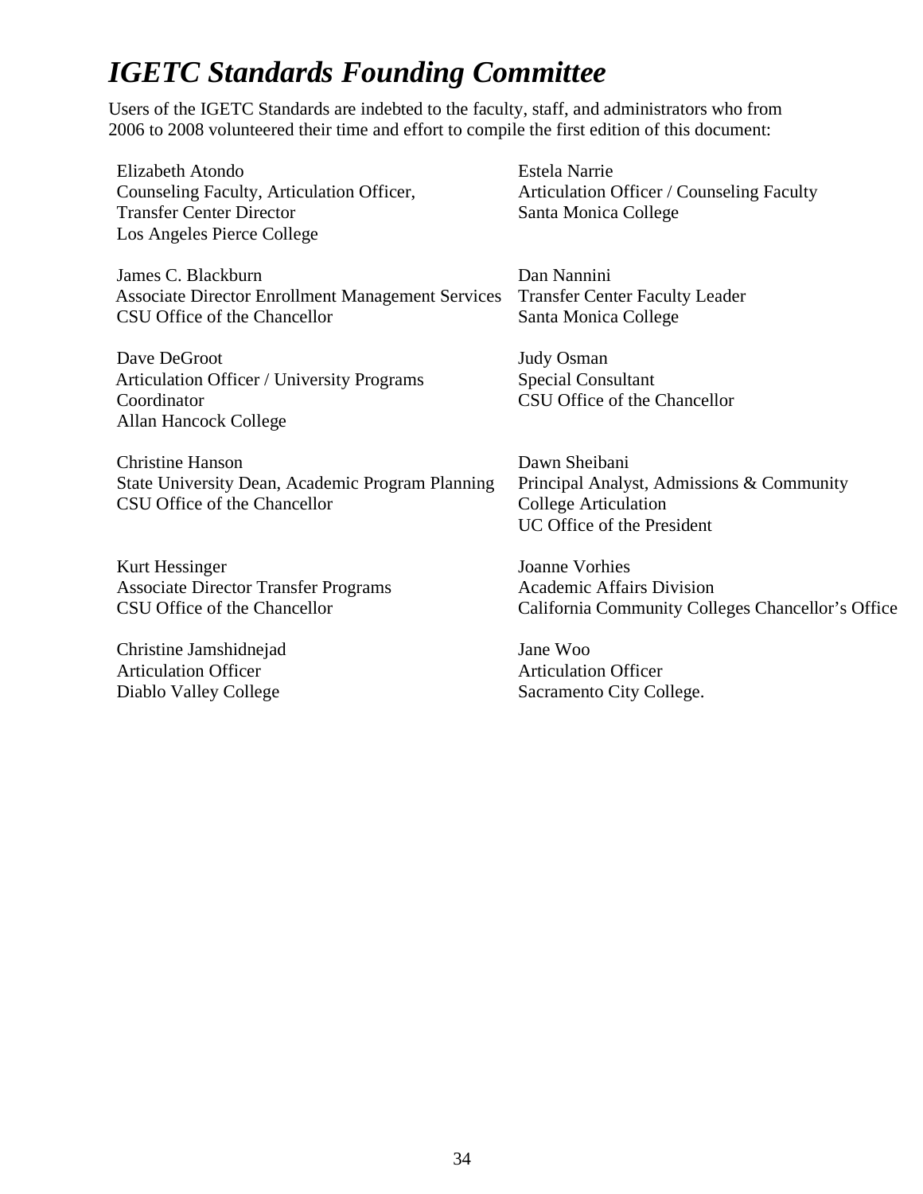# *IGETC Standards Founding Committee*

Users of the IGETC Standards are indebted to the faculty, staff, and administrators who from 2006 to 2008 volunteered their time and effort to compile the first edition of this document:

Elizabeth Atondo
Counseling Faculty, Articulation Officer,
Transfer Center Director
Los Angeles Pierce College

James C. Blackburn
Associate Director Enrollment Management Services
CSU Office of the Chancellor

Dave DeGroot
Articulation Officer / University Programs Coordinator
Allan Hancock College

Christine Hanson
State University Dean, Academic Program Planning
CSU Office of the Chancellor

Kurt Hessinger
Associate Director Transfer Programs
CSU Office of the Chancellor

Christine Jamshidnejad
Articulation Officer
Diablo Valley College

Estela Narrie
Articulation Officer / Counseling Faculty
Santa Monica College

Dan Nannini
Transfer Center Faculty Leader
Santa Monica College

Judy Osman
Special Consultant
CSU Office of the Chancellor

Dawn Sheibani
Principal Analyst, Admissions & Community College Articulation
UC Office of the President

Joanne Vorhies
Academic Affairs Division
California Community Colleges Chancellor's Office

Jane Woo
Articulation Officer
Sacramento City College.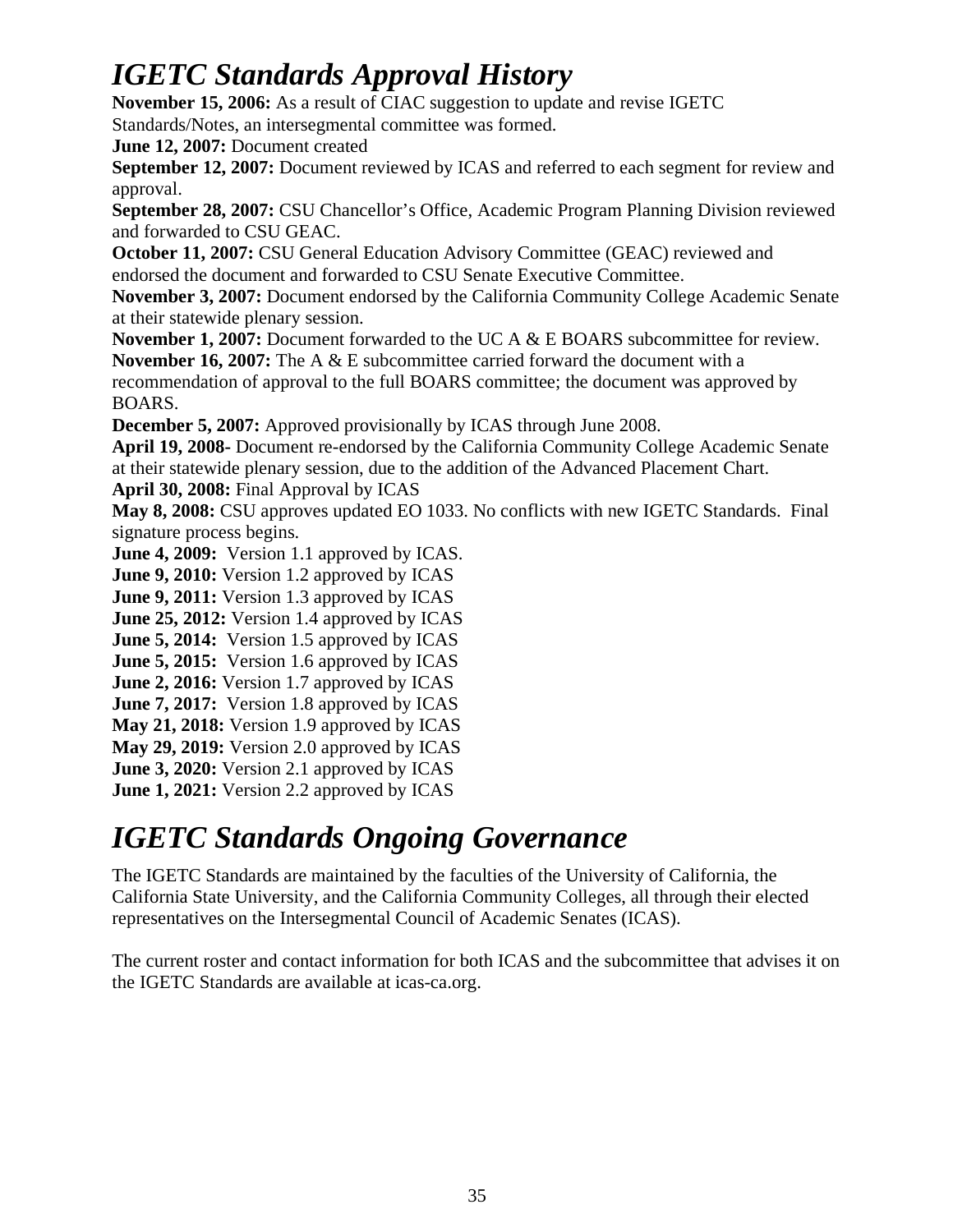# *IGETC Standards Approval History*

**November 15, 2006:** As a result of CIAC suggestion to update and revise IGETC Standards/Notes, an intersegmental committee was formed.

**June 12, 2007:** Document created

**September 12, 2007:** Document reviewed by ICAS and referred to each segment for review and approval.

**September 28, 2007:** CSU Chancellor's Office, Academic Program Planning Division reviewed and forwarded to CSU GEAC.

**October 11, 2007:** CSU General Education Advisory Committee (GEAC) reviewed and endorsed the document and forwarded to CSU Senate Executive Committee.

**November 3, 2007:** Document endorsed by the California Community College Academic Senate at their statewide plenary session.

**November 1, 2007:** Document forwarded to the UC A & E BOARS subcommittee for review.

**November 16, 2007:** The A & E subcommittee carried forward the document with a recommendation of approval to the full BOARS committee; the document was approved by BOARS.

**December 5, 2007:** Approved provisionally by ICAS through June 2008.

**April 19, 2008**- Document re-endorsed by the California Community College Academic Senate at their statewide plenary session, due to the addition of the Advanced Placement Chart.

**April 30, 2008:** Final Approval by ICAS

**May 8, 2008:** CSU approves updated EO 1033. No conflicts with new IGETC Standards. Final signature process begins.

**June 4, 2009:** Version 1.1 approved by ICAS.

**June 9, 2010:** Version 1.2 approved by ICAS

**June 9, 2011:** Version 1.3 approved by ICAS

**June 25, 2012:** Version 1.4 approved by ICAS

**June 5, 2014:** Version 1.5 approved by ICAS

**June 5, 2015:** Version 1.6 approved by ICAS

**June 2, 2016:** Version 1.7 approved by ICAS

**June 7, 2017:** Version 1.8 approved by ICAS

**May 21, 2018:** Version 1.9 approved by ICAS

**May 29, 2019:** Version 2.0 approved by ICAS

**June 3, 2020:** Version 2.1 approved by ICAS

**June 1, 2021:** Version 2.2 approved by ICAS

# *IGETC Standards Ongoing Governance*

The IGETC Standards are maintained by the faculties of the University of California, the California State University, and the California Community Colleges, all through their elected representatives on the Intersegmental Council of Academic Senates (ICAS).

The current roster and contact information for both ICAS and the subcommittee that advises it on the IGETC Standards are available at icas-ca.org.